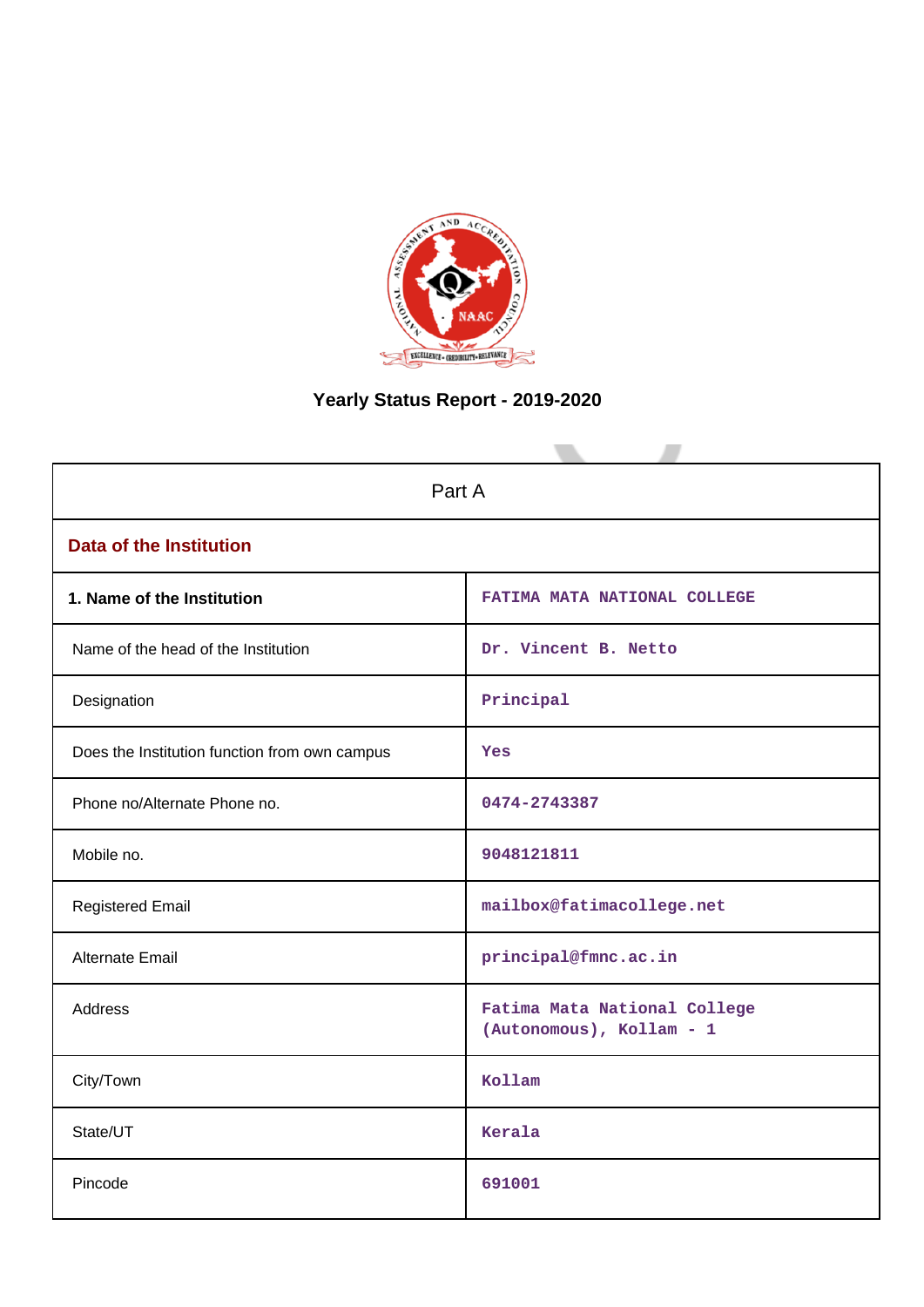# Yearly Status Report - 2019-2020

| Part A | |
|---|---|
| **Data of the Institution** | |
| **1. Name of the Institution** | FATIMA MATA NATIONAL COLLEGE |
| Name of the head of the Institution | Dr. Vincent B. Netto |
| Designation | Principal |
| Does the Institution function from own campus | Yes |
| Phone no/Alternate Phone no. | 0474-2743387 |
| Mobile no. | 9048121811 |
| Registered Email | mailbox@fatimacollege.net |
| Alternate Email | principal@fmnc.ac.in |
| Address | Fatima Mata National College (Autonomous), Kollam - 1 |
| City/Town | Kollam |
| State/UT | Kerala |
| Pincode | 691001 |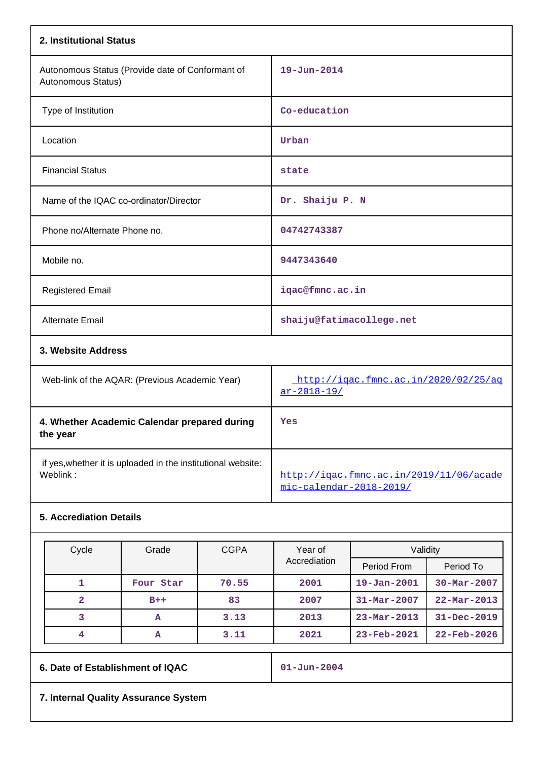## 2. Institutional Status

| | |
|---|---|
| Autonomous Status (Provide date of Conformant of Autonomous Status) | 19-Jun-2014 |
| Type of Institution | Co-education |
| Location | Urban |
| Financial Status | state |
| Name of the IQAC co-ordinator/Director | Dr. Shaiju P. N |
| Phone no/Alternate Phone no. | 04742743387 |
| Mobile no. | 9447343640 |
| Registered Email | iqac@fmnc.ac.in |
| Alternate Email | shaiju@fatimacollege.net |

## 3. Website Address

| | |
|---|---|
| Web-link of the AQAR: (Previous Academic Year) | http://iqac.fmnc.ac.in/2020/02/25/aqar-2018-19/ |
| **4. Whether Academic Calendar prepared during the year** | Yes |
| if yes,whether it is uploaded in the institutional website: Weblink : | http://iqac.fmnc.ac.in/2019/11/06/academic-calendar-2018-2019/ |

## 5. Accrediation Details

| Cycle | Grade | CGPA | Year of Accrediation | Validity | |
|---|---|---|---|---|---|
| | | | | Period From | Period To |
| 1 | Four Star | 70.55 | 2001 | 19-Jan-2001 | 30-Mar-2007 |
| 2 | B++ | 83 | 2007 | 31-Mar-2007 | 22-Mar-2013 |
| 3 | A | 3.13 | 2013 | 23-Mar-2013 | 31-Dec-2019 |
| 4 | A | 3.11 | 2021 | 23-Feb-2021 | 22-Feb-2026 |

| | |
|---|---|
| **6. Date of Establishment of IQAC** | 01-Jun-2004 |

## 7. Internal Quality Assurance System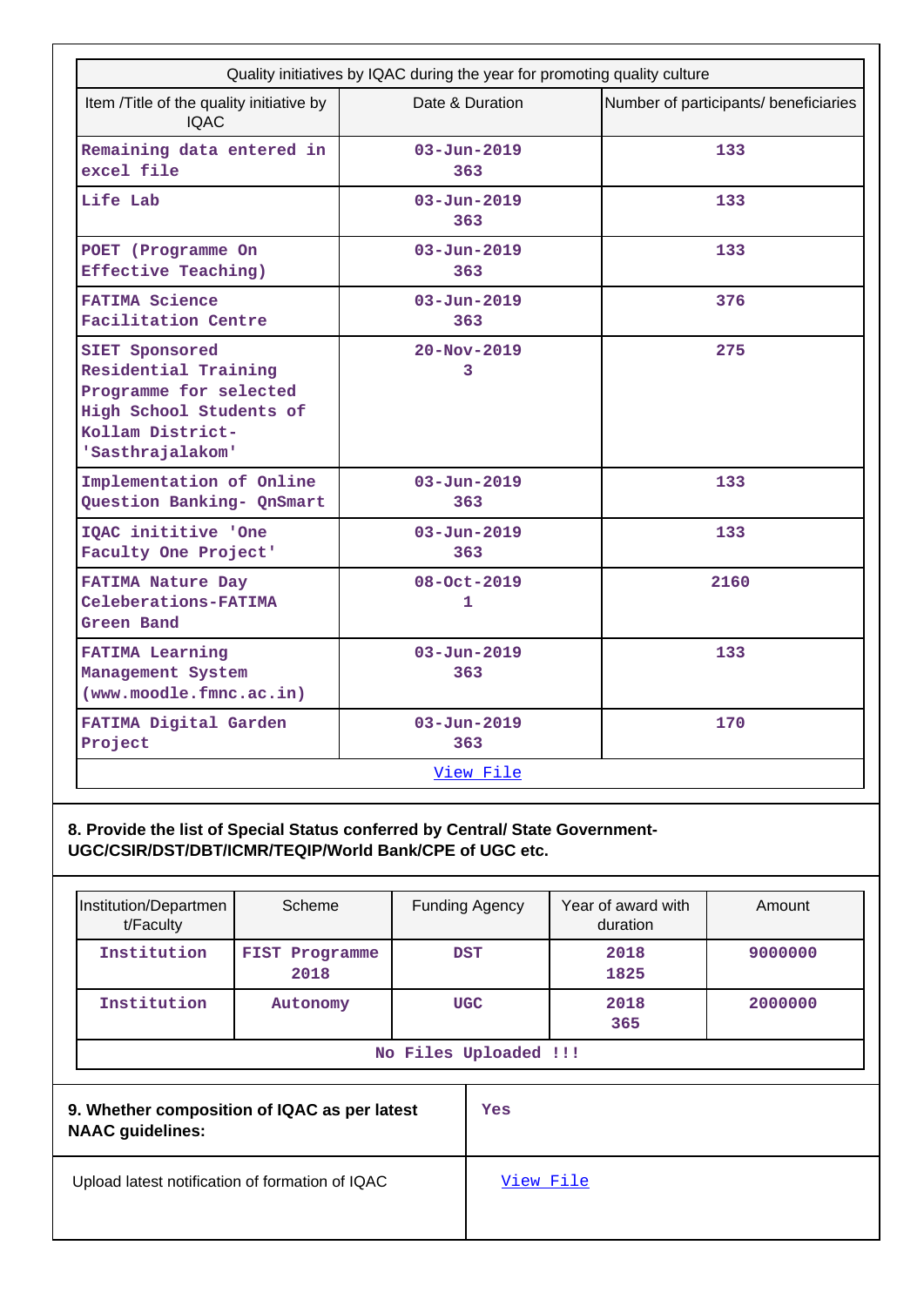| Quality initiatives by IQAC during the year for promoting quality culture | | |
|---|---|---|
| Item /Title of the quality initiative by IQAC | Date & Duration | Number of participants/ beneficiaries |
| Remaining data entered in excel file | 03-Jun-2019 363 | 133 |
| Life Lab | 03-Jun-2019 363 | 133 |
| POET (Programme On Effective Teaching) | 03-Jun-2019 363 | 133 |
| FATIMA Science Facilitation Centre | 03-Jun-2019 363 | 376 |
| SIET Sponsored Residential Training Programme for selected High School Students of Kollam District- 'Sasthrajalakom' | 20-Nov-2019 3 | 275 |
| Implementation of Online Question Banking- QnSmart | 03-Jun-2019 363 | 133 |
| IQAC inititive 'One Faculty One Project' | 03-Jun-2019 363 | 133 |
| FATIMA Nature Day Celeberations-FATIMA Green Band | 08-Oct-2019 1 | 2160 |
| FATIMA Learning Management System (www.moodle.fmnc.ac.in) | 03-Jun-2019 363 | 133 |
| FATIMA Digital Garden Project | 03-Jun-2019 363 | 170 |
| View File | | |

**8. Provide the list of Special Status conferred by Central/ State Government- UGC/CSIR/DST/DBT/ICMR/TEQIP/World Bank/CPE of UGC etc.**

| Institution/Department/Faculty | Scheme | Funding Agency | Year of award with duration | Amount |
|---|---|---|---|---|
| Institution | FIST Programme 2018 | DST | 2018 1825 | 9000000 |
| Institution | Autonomy | UGC | 2018 365 | 2000000 |
| No Files Uploaded !!! | | | | |

| | |
|---|---|
| **9. Whether composition of IQAC as per latest NAAC guidelines:** | Yes |
| Upload latest notification of formation of IQAC | View File |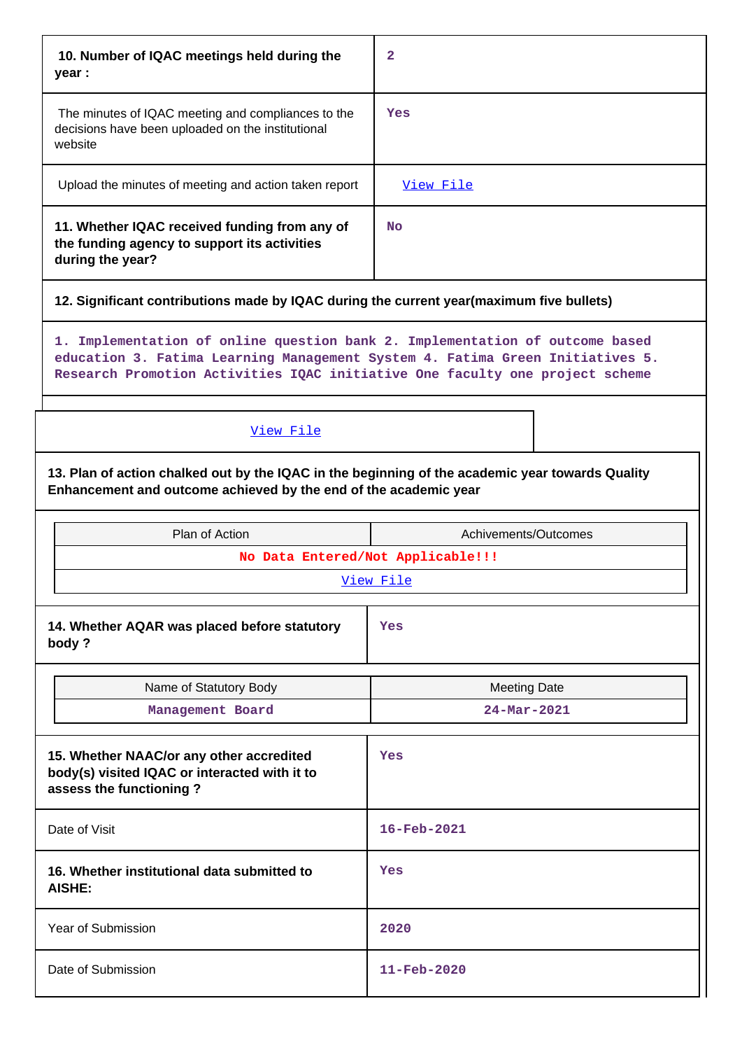| | |
|---|---|
| **10. Number of IQAC meetings held during the year :** | 2 |
| The minutes of IQAC meeting and compliances to the decisions have been uploaded on the institutional website | Yes |
| Upload the minutes of meeting and action taken report | View File |
| **11. Whether IQAC received funding from any of the funding agency to support its activities during the year?** | No |

**12. Significant contributions made by IQAC during the current year(maximum five bullets)**

1. Implementation of online question bank 2. Implementation of outcome based education 3. Fatima Learning Management System 4. Fatima Green Initiatives 5. Research Promotion Activities IQAC initiative One faculty one project scheme

View File

**13. Plan of action chalked out by the IQAC in the beginning of the academic year towards Quality Enhancement and outcome achieved by the end of the academic year**

| Plan of Action | Achivements/Outcomes |
|---|---|
| No Data Entered/Not Applicable!!! | |
| View File | |

| | |
|---|---|
| **14. Whether AQAR was placed before statutory body ?** | Yes |

| Name of Statutory Body | Meeting Date |
|---|---|
| Management Board | 24-Mar-2021 |

| | |
|---|---|
| **15. Whether NAAC/or any other accredited body(s) visited IQAC or interacted with it to assess the functioning ?** | Yes |
| Date of Visit | 16-Feb-2021 |
| **16. Whether institutional data submitted to AISHE:** | Yes |
| Year of Submission | 2020 |
| Date of Submission | 11-Feb-2020 |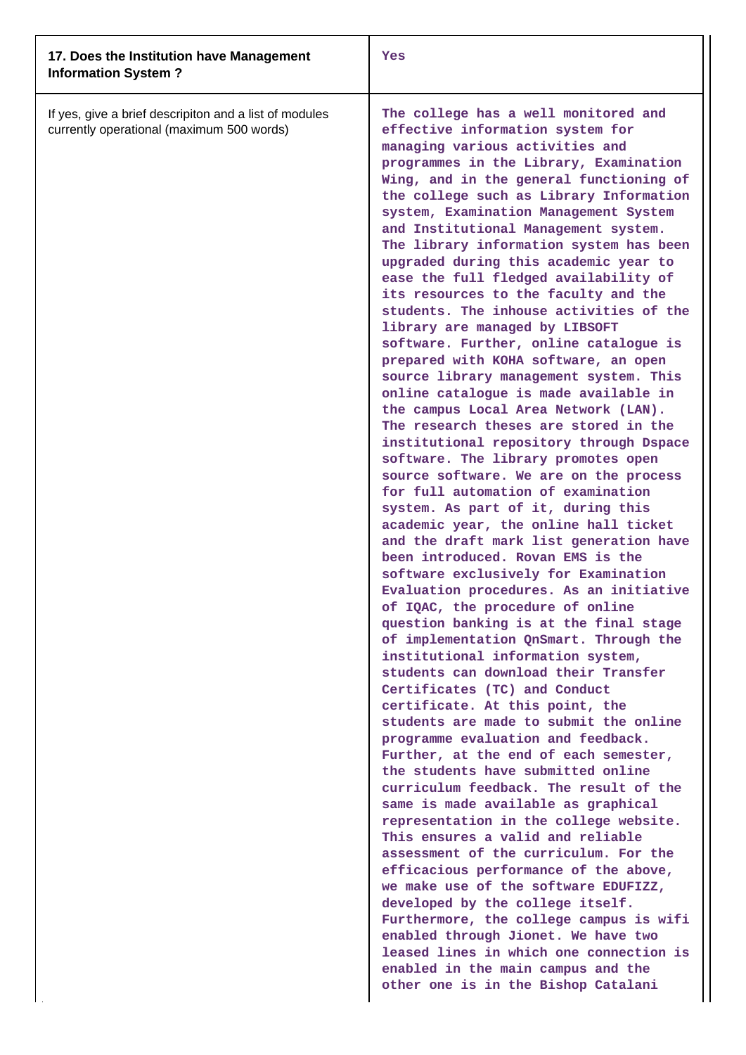| 17. Does the Institution have Management Information System ? | Yes |
|---|---|
| If yes, give a brief descripiton and a list of modules currently operational (maximum 500 words) | The college has a well monitored and effective information system for managing various activities and programmes in the Library, Examination Wing, and in the general functioning of the college such as Library Information system, Examination Management System and Institutional Management system. The library information system has been upgraded during this academic year to ease the full fledged availability of its resources to the faculty and the students. The inhouse activities of the library are managed by LIBSOFT software. Further, online catalogue is prepared with KOHA software, an open source library management system. This online catalogue is made available in the campus Local Area Network (LAN). The research theses are stored in the institutional repository through Dspace software. The library promotes open source software. We are on the process for full automation of examination system. As part of it, during this academic year, the online hall ticket and the draft mark list generation have been introduced. Rovan EMS is the software exclusively for Examination Evaluation procedures. As an initiative of IQAC, the procedure of online question banking is at the final stage of implementation QnSmart. Through the institutional information system, students can download their Transfer Certificates (TC) and Conduct certificate. At this point, the students are made to submit the online programme evaluation and feedback. Further, at the end of each semester, the students have submitted online curriculum feedback. The result of the same is made available as graphical representation in the college website. This ensures a valid and reliable assessment of the curriculum. For the efficacious performance of the above, we make use of the software EDUFIZZ, developed by the college itself. Furthermore, the college campus is wifi enabled through Jionet. We have two leased lines in which one connection is enabled in the main campus and the other one is in the Bishop Catalani |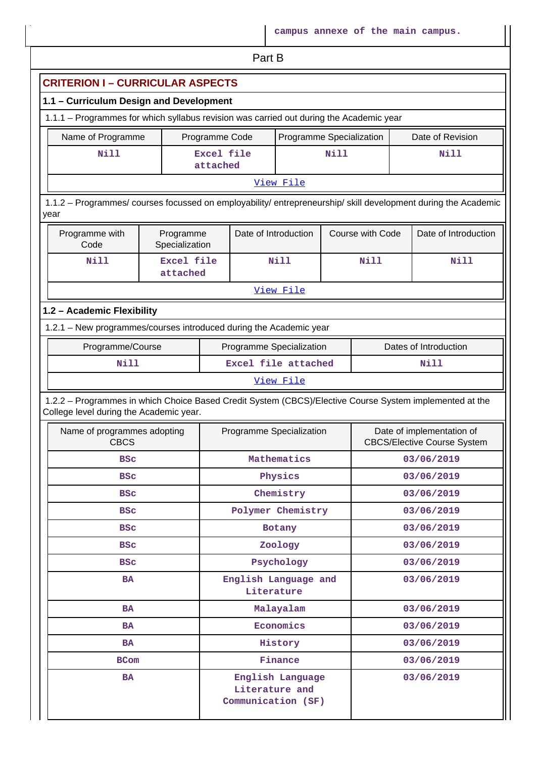| | campus annexe of the main campus. |
|---|---|

## Part B

## CRITERION I – CURRICULAR ASPECTS

### 1.1 – Curriculum Design and Development

1.1.1 – Programmes for which syllabus revision was carried out during the Academic year

| Name of Programme | Programme Code | Programme Specialization | Date of Revision |
|---|---|---|---|
| Nill | Excel file attached | Nill | Nill |
| View File | | | |

1.1.2 – Programmes/ courses focussed on employability/ entrepreneurship/ skill development during the Academic year

| Programme with Code | Programme Specialization | Date of Introduction | Course with Code | Date of Introduction |
|---|---|---|---|---|
| Nill | Excel file attached | Nill | Nill | Nill |
| View File | | | | |

### 1.2 – Academic Flexibility

1.2.1 – New programmes/courses introduced during the Academic year

| Programme/Course | Programme Specialization | Dates of Introduction |
|---|---|---|
| Nill | Excel file attached | Nill |
| View File | | |

1.2.2 – Programmes in which Choice Based Credit System (CBCS)/Elective Course System implemented at the College level during the Academic year.

| Name of programmes adopting CBCS | Programme Specialization | Date of implementation of CBCS/Elective Course System |
|---|---|---|
| BSc | Mathematics | 03/06/2019 |
| BSc | Physics | 03/06/2019 |
| BSc | Chemistry | 03/06/2019 |
| BSc | Polymer Chemistry | 03/06/2019 |
| BSc | Botany | 03/06/2019 |
| BSc | Zoology | 03/06/2019 |
| BSc | Psychology | 03/06/2019 |
| BA | English Language and Literature | 03/06/2019 |
| BA | Malayalam | 03/06/2019 |
| BA | Economics | 03/06/2019 |
| BA | History | 03/06/2019 |
| BCom | Finance | 03/06/2019 |
| BA | English Language Literature and Communication (SF) | 03/06/2019 |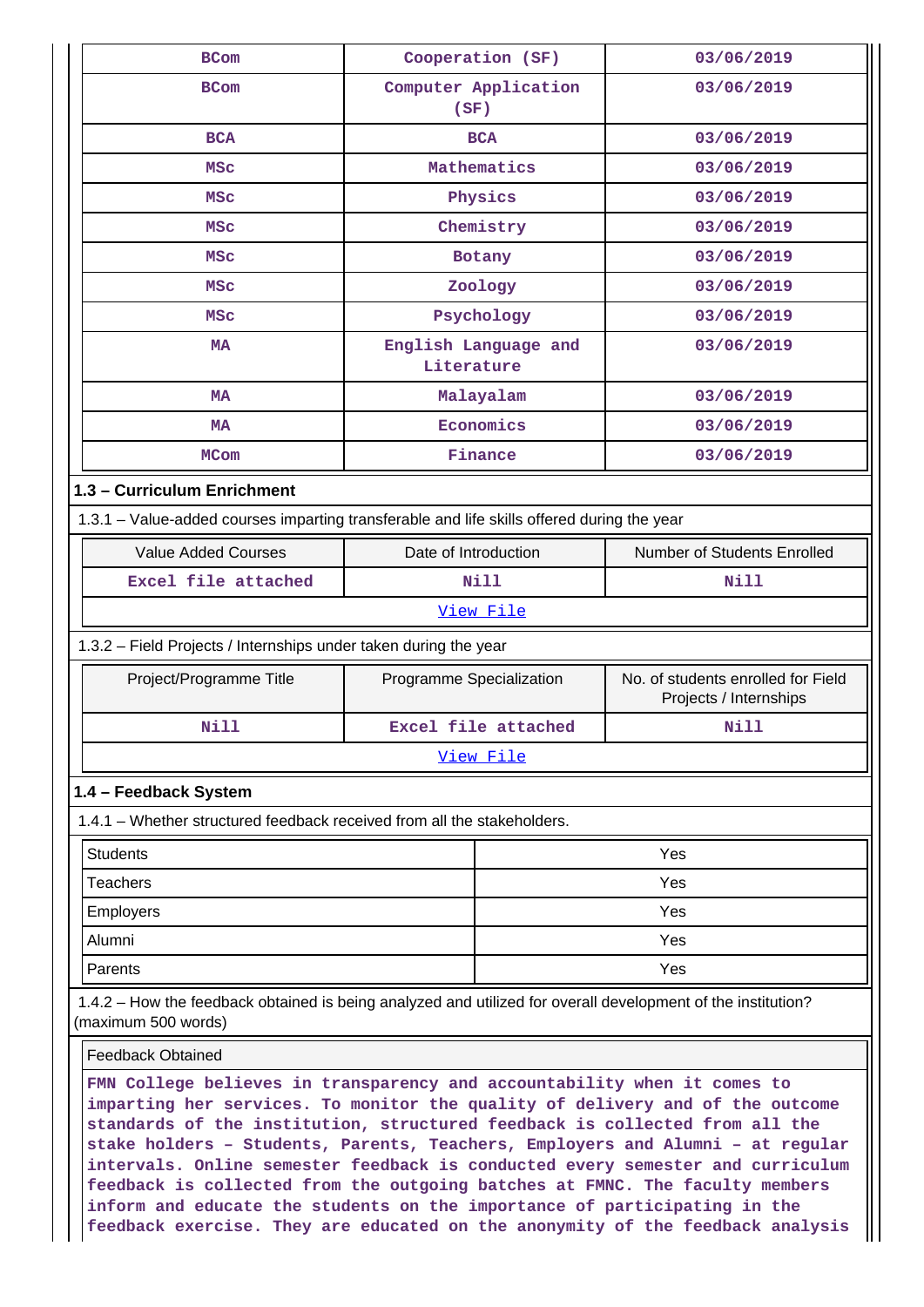| BCom | Cooperation (SF) | 03/06/2019 |
|---|---|---|
| BCom | Computer Application (SF) | 03/06/2019 |
| BCA | BCA | 03/06/2019 |
| MSc | Mathematics | 03/06/2019 |
| MSc | Physics | 03/06/2019 |
| MSc | Chemistry | 03/06/2019 |
| MSc | Botany | 03/06/2019 |
| MSc | Zoology | 03/06/2019 |
| MSc | Psychology | 03/06/2019 |
| MA | English Language and Literature | 03/06/2019 |
| MA | Malayalam | 03/06/2019 |
| MA | Economics | 03/06/2019 |
| MCom | Finance | 03/06/2019 |

### 1.3 – Curriculum Enrichment

1.3.1 – Value-added courses imparting transferable and life skills offered during the year

| Value Added Courses | Date of Introduction | Number of Students Enrolled |
|---|---|---|
| Excel file attached | Nill | Nill |
| View File | | |

1.3.2 – Field Projects / Internships under taken during the year

| Project/Programme Title | Programme Specialization | No. of students enrolled for Field Projects / Internships |
|---|---|---|
| Nill | Excel file attached | Nill |
| View File | | |

### 1.4 – Feedback System

1.4.1 – Whether structured feedback received from all the stakeholders.

| Students | Yes |
|---|---|
| Teachers | Yes |
| Employers | Yes |
| Alumni | Yes |
| Parents | Yes |

1.4.2 – How the feedback obtained is being analyzed and utilized for overall development of the institution? (maximum 500 words)

Feedback Obtained

FMN College believes in transparency and accountability when it comes to imparting her services. To monitor the quality of delivery and of the outcome standards of the institution, structured feedback is collected from all the stake holders – Students, Parents, Teachers, Employers and Alumni – at regular intervals. Online semester feedback is conducted every semester and curriculum feedback is collected from the outgoing batches at FMNC. The faculty members inform and educate the students on the importance of participating in the feedback exercise. They are educated on the anonymity of the feedback analysis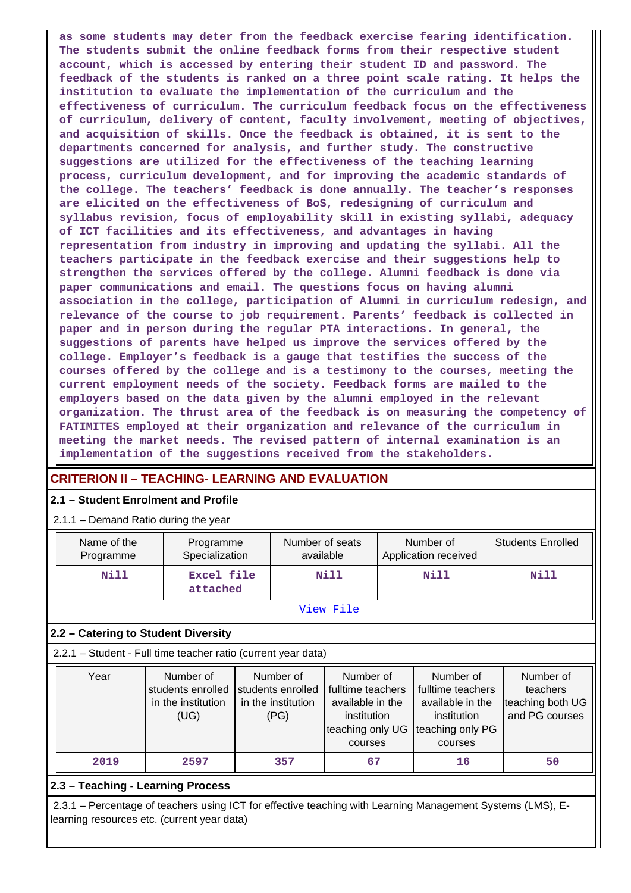as some students may deter from the feedback exercise fearing identification. The students submit the online feedback forms from their respective student account, which is accessed by entering their student ID and password. The feedback of the students is ranked on a three point scale rating. It helps the institution to evaluate the implementation of the curriculum and the effectiveness of curriculum. The curriculum feedback focus on the effectiveness of curriculum, delivery of content, faculty involvement, meeting of objectives, and acquisition of skills. Once the feedback is obtained, it is sent to the departments concerned for analysis, and further study. The constructive suggestions are utilized for the effectiveness of the teaching learning process, curriculum development, and for improving the academic standards of the college. The teachers' feedback is done annually. The teacher's responses are elicited on the effectiveness of BoS, redesigning of curriculum and syllabus revision, focus of employability skill in existing syllabi, adequacy of ICT facilities and its effectiveness, and advantages in having representation from industry in improving and updating the syllabi. All the teachers participate in the feedback exercise and their suggestions help to strengthen the services offered by the college. Alumni feedback is done via paper communications and email. The questions focus on having alumni association in the college, participation of Alumni in curriculum redesign, and relevance of the course to job requirement. Parents' feedback is collected in paper and in person during the regular PTA interactions. In general, the suggestions of parents have helped us improve the services offered by the college. Employer's feedback is a gauge that testifies the success of the courses offered by the college and is a testimony to the courses, meeting the current employment needs of the society. Feedback forms are mailed to the employers based on the data given by the alumni employed in the relevant organization. The thrust area of the feedback is on measuring the competency of FATIMITES employed at their organization and relevance of the curriculum in meeting the market needs. The revised pattern of internal examination is an implementation of the suggestions received from the stakeholders.

## CRITERION II – TEACHING- LEARNING AND EVALUATION

### 2.1 – Student Enrolment and Profile

2.1.1 – Demand Ratio during the year

| Name of the Programme | Programme Specialization | Number of seats available | Number of Application received | Students Enrolled |
|---|---|---|---|---|
| Nill | Excel file attached | Nill | Nill | Nill |

View File

### 2.2 – Catering to Student Diversity

2.2.1 – Student - Full time teacher ratio (current year data)

| Year | Number of students enrolled in the institution (UG) | Number of students enrolled in the institution (PG) | Number of fulltime teachers available in the institution teaching only UG courses | Number of fulltime teachers available in the institution teaching only PG courses | Number of teachers teaching both UG and PG courses |
|---|---|---|---|---|---|
| 2019 | 2597 | 357 | 67 | 16 | 50 |

### 2.3 – Teaching - Learning Process

2.3.1 – Percentage of teachers using ICT for effective teaching with Learning Management Systems (LMS), E-learning resources etc. (current year data)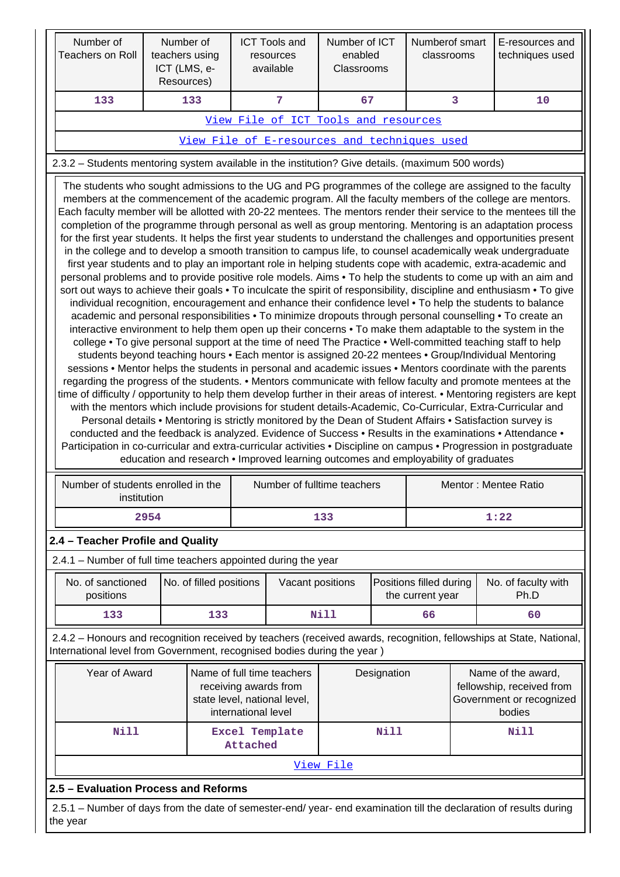| Number of Teachers on Roll | Number of teachers using ICT (LMS, e-Resources) | ICT Tools and resources available | Number of ICT enabled Classrooms | Numberof smart classrooms | E-resources and techniques used |
|---|---|---|---|---|---|
| 133 | 133 | 7 | 67 | 3 | 10 |
| View File of ICT Tools and resources | | | | | |
| View File of E-resources and techniques used | | | | | |

2.3.2 – Students mentoring system available in the institution? Give details. (maximum 500 words)

The students who sought admissions to the UG and PG programmes of the college are assigned to the faculty members at the commencement of the academic program. All the faculty members of the college are mentors. Each faculty member will be allotted with 20-22 mentees. The mentors render their service to the mentees till the completion of the programme through personal as well as group mentoring. Mentoring is an adaptation process for the first year students. It helps the first year students to understand the challenges and opportunities present in the college and to develop a smooth transition to campus life, to counsel academically weak undergraduate first year students and to play an important role in helping students cope with academic, extra-academic and personal problems and to provide positive role models. Aims • To help the students to come up with an aim and sort out ways to achieve their goals • To inculcate the spirit of responsibility, discipline and enthusiasm • To give individual recognition, encouragement and enhance their confidence level • To help the students to balance academic and personal responsibilities • To minimize dropouts through personal counselling • To create an interactive environment to help them open up their concerns • To make them adaptable to the system in the college • To give personal support at the time of need The Practice • Well-committed teaching staff to help students beyond teaching hours • Each mentor is assigned 20-22 mentees • Group/Individual Mentoring sessions • Mentor helps the students in personal and academic issues • Mentors coordinate with the parents regarding the progress of the students. • Mentors communicate with fellow faculty and promote mentees at the time of difficulty / opportunity to help them develop further in their areas of interest. • Mentoring registers are kept with the mentors which include provisions for student details-Academic, Co-Curricular, Extra-Curricular and Personal details • Mentoring is strictly monitored by the Dean of Student Affairs • Satisfaction survey is conducted and the feedback is analyzed. Evidence of Success • Results in the examinations • Attendance • Participation in co-curricular and extra-curricular activities • Discipline on campus • Progression in postgraduate education and research • Improved learning outcomes and employability of graduates

| Number of students enrolled in the institution | Number of fulltime teachers | Mentor : Mentee Ratio |
|---|---|---|
| 2954 | 133 | 1:22 |

## 2.4 – Teacher Profile and Quality

2.4.1 – Number of full time teachers appointed during the year

| No. of sanctioned positions | No. of filled positions | Vacant positions | Positions filled during the current year | No. of faculty with Ph.D |
|---|---|---|---|---|
| 133 | 133 | Nill | 66 | 60 |

2.4.2 – Honours and recognition received by teachers (received awards, recognition, fellowships at State, National, International level from Government, recognised bodies during the year )

| Year of Award | Name of full time teachers receiving awards from state level, national level, international level | Designation | Name of the award, fellowship, received from Government or recognized bodies |
|---|---|---|---|
| Nill | Excel Template Attached | Nill | Nill |
| View File | | | |

## 2.5 – Evaluation Process and Reforms

2.5.1 – Number of days from the date of semester-end/ year- end examination till the declaration of results during the year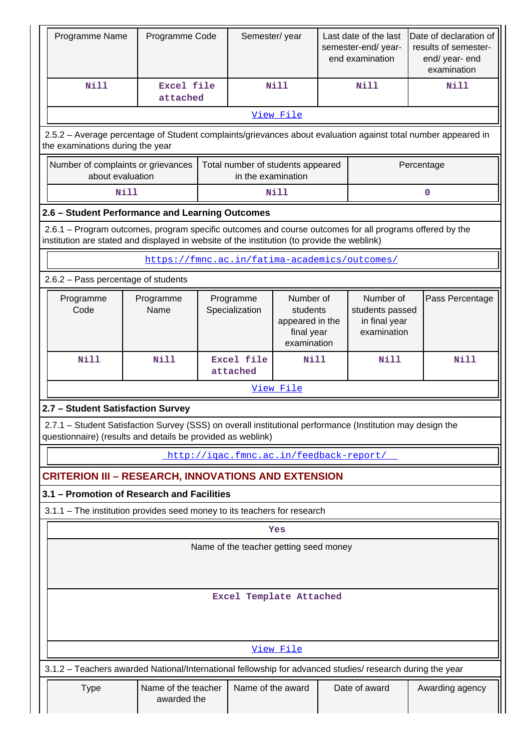| Programme Name | Programme Code | Semester/ year | Last date of the last semester-end/ year-end examination | Date of declaration of results of semester-end/ year- end examination |
|---|---|---|---|---|
| Nill | Excel file attached | Nill | Nill | Nill |
| | | View File | | |

2.5.2 – Average percentage of Student complaints/grievances about evaluation against total number appeared in the examinations during the year

| Number of complaints or grievances about evaluation | Total number of students appeared in the examination | Percentage |
|---|---|---|
| Nill | Nill | 0 |

### 2.6 – Student Performance and Learning Outcomes

2.6.1 – Program outcomes, program specific outcomes and course outcomes for all programs offered by the institution are stated and displayed in website of the institution (to provide the weblink)

https://fmnc.ac.in/fatima-academics/outcomes/

2.6.2 – Pass percentage of students

| Programme Code | Programme Name | Programme Specialization | Number of students appeared in the final year examination | Number of students passed in final year examination | Pass Percentage |
|---|---|---|---|---|---|
| Nill | Nill | Excel file attached | Nill | Nill | Nill |
| | | View File | | | |

### 2.7 – Student Satisfaction Survey

2.7.1 – Student Satisfaction Survey (SSS) on overall institutional performance (Institution may design the questionnaire) (results and details be provided as weblink)

http://iqac.fmnc.ac.in/feedback-report/

## CRITERION III – RESEARCH, INNOVATIONS AND EXTENSION

### 3.1 – Promotion of Research and Facilities

3.1.1 – The institution provides seed money to its teachers for research

| Yes |
|---|
| Name of the teacher getting seed money |
| Excel Template Attached |
| View File |

3.1.2 – Teachers awarded National/International fellowship for advanced studies/ research during the year

| Type | Name of the teacher awarded the | Name of the award | Date of award | Awarding agency |
|---|---|---|---|---|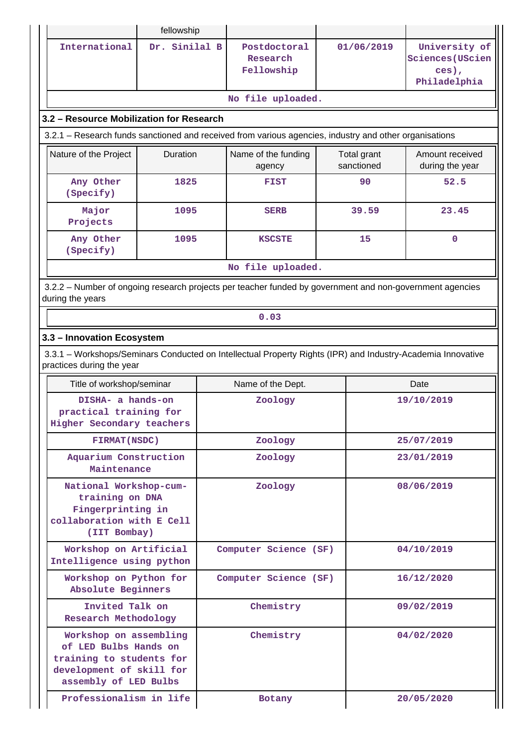| | fellowship | | | |
|---|---|---|---|---|
| International | Dr. Sinilal B | Postdoctoral Research Fellowship | 01/06/2019 | University of Sciences(USciences), Philadelphia |

No file uploaded.

## 3.2 – Resource Mobilization for Research

3.2.1 – Research funds sanctioned and received from various agencies, industry and other organisations

| Nature of the Project | Duration | Name of the funding agency | Total grant sanctioned | Amount received during the year |
|---|---|---|---|---|
| Any Other (Specify) | 1825 | FIST | 90 | 52.5 |
| Major Projects | 1095 | SERB | 39.59 | 23.45 |
| Any Other (Specify) | 1095 | KSCSTE | 15 | 0 |

No file uploaded.

3.2.2 – Number of ongoing research projects per teacher funded by government and non-government agencies during the years

0.03

## 3.3 – Innovation Ecosystem

3.3.1 – Workshops/Seminars Conducted on Intellectual Property Rights (IPR) and Industry-Academia Innovative practices during the year

| Title of workshop/seminar | Name of the Dept. | Date |
|---|---|---|
| DISHA- a hands-on practical training for Higher Secondary teachers | Zoology | 19/10/2019 |
| FIRMAT(NSDC) | Zoology | 25/07/2019 |
| Aquarium Construction Maintenance | Zoology | 23/01/2019 |
| National Workshop-cum-training on DNA Fingerprinting in collaboration with E Cell (IIT Bombay) | Zoology | 08/06/2019 |
| Workshop on Artificial Intelligence using python | Computer Science (SF) | 04/10/2019 |
| Workshop on Python for Absolute Beginners | Computer Science (SF) | 16/12/2020 |
| Invited Talk on Research Methodology | Chemistry | 09/02/2019 |
| Workshop on assembling of LED Bulbs Hands on training to students for development of skill for assembly of LED Bulbs | Chemistry | 04/02/2020 |
| Professionalism in life | Botany | 20/05/2020 |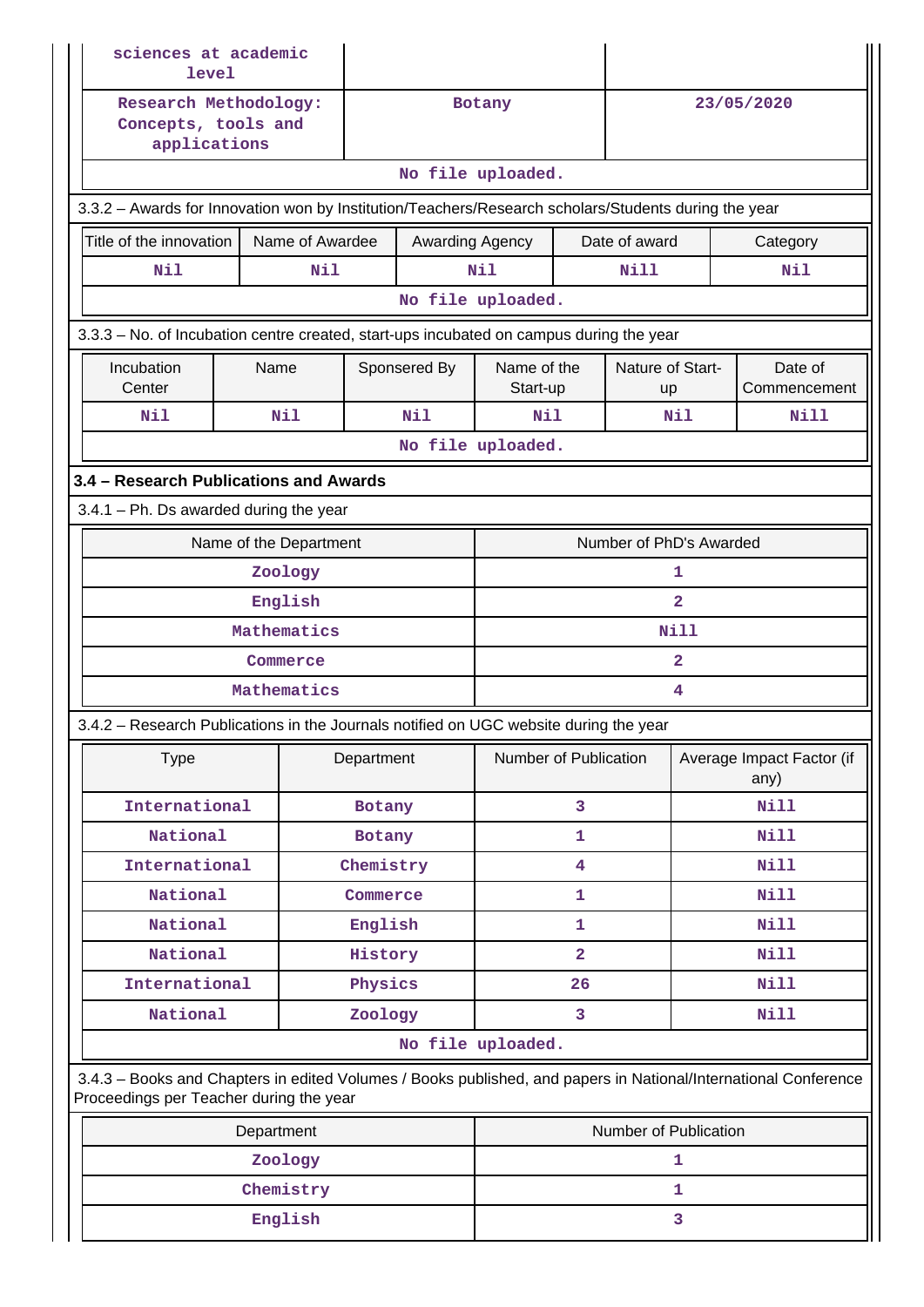| | | |
|---|---|---|
| sciences at academic level | | |
| Research Methodology: Concepts, tools and applications | Botany | 23/05/2020 |
| No file uploaded. | | |

3.3.2 – Awards for Innovation won by Institution/Teachers/Research scholars/Students during the year

| Title of the innovation | Name of Awardee | Awarding Agency | Date of award | Category |
|---|---|---|---|---|
| Nil | Nil | Nil | Nill | Nil |
| No file uploaded. | | | | |

3.3.3 – No. of Incubation centre created, start-ups incubated on campus during the year

| Incubation Center | Name | Sponsered By | Name of the Start-up | Nature of Start-up | Date of Commencement |
|---|---|---|---|---|---|
| Nil | Nil | Nil | Nil | Nil | Nill |
| No file uploaded. | | | | | |

## 3.4 – Research Publications and Awards

3.4.1 – Ph. Ds awarded during the year

| Name of the Department | Number of PhD's Awarded |
|---|---|
| Zoology | 1 |
| English | 2 |
| Mathematics | Nill |
| Commerce | 2 |
| Mathematics | 4 |

3.4.2 – Research Publications in the Journals notified on UGC website during the year

| Type | Department | Number of Publication | Average Impact Factor (if any) |
|---|---|---|---|
| International | Botany | 3 | Nill |
| National | Botany | 1 | Nill |
| International | Chemistry | 4 | Nill |
| National | Commerce | 1 | Nill |
| National | English | 1 | Nill |
| National | History | 2 | Nill |
| International | Physics | 26 | Nill |
| National | Zoology | 3 | Nill |
| No file uploaded. | | | |

3.4.3 – Books and Chapters in edited Volumes / Books published, and papers in National/International Conference Proceedings per Teacher during the year

| Department | Number of Publication |
|---|---|
| Zoology | 1 |
| Chemistry | 1 |
| English | 3 |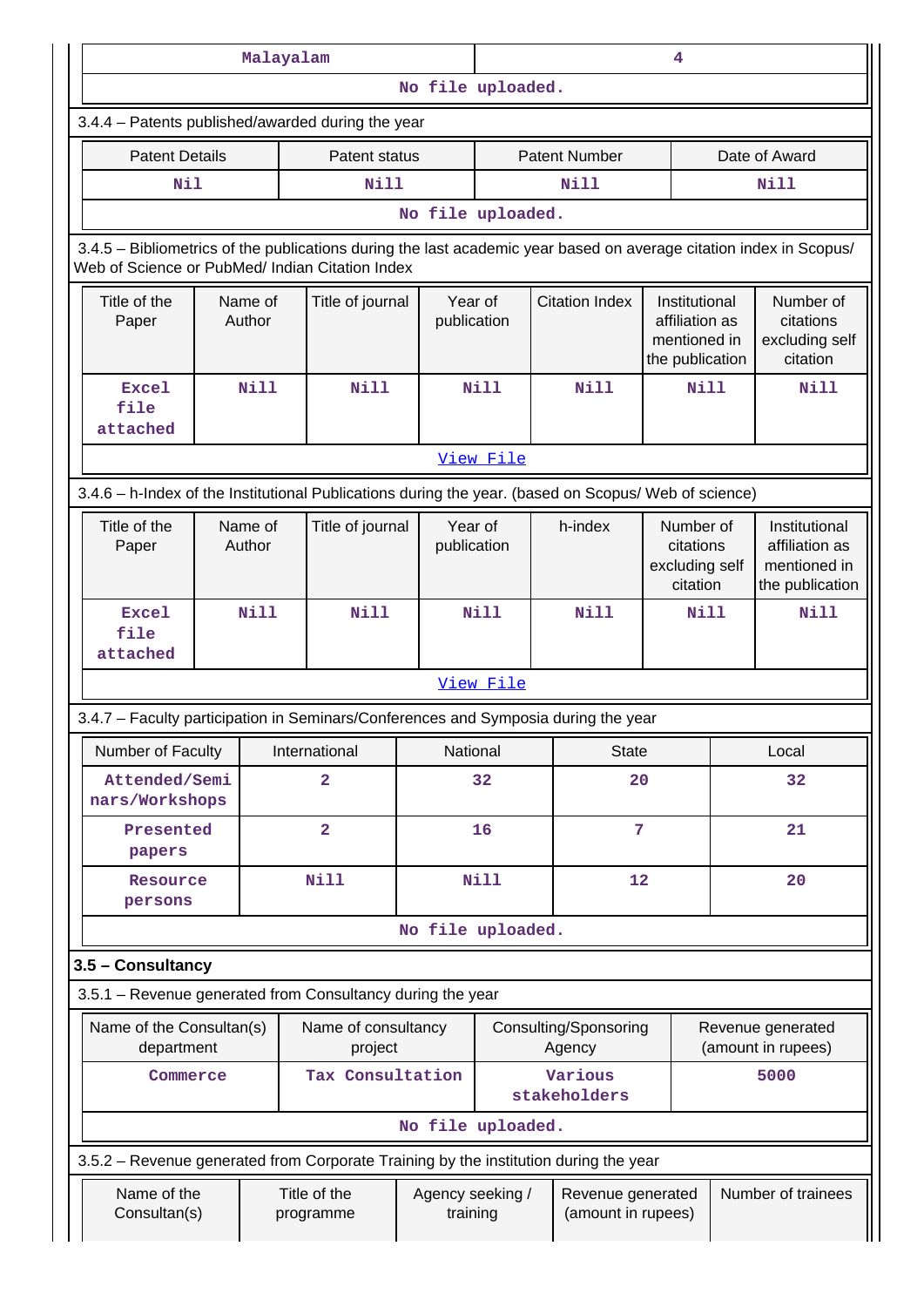| Malayalam | 4 |
|---|---|
| No file uploaded. | |

3.4.4 – Patents published/awarded during the year

| Patent Details | Patent status | Patent Number | Date of Award |
|---|---|---|---|
| Nil | Nill | Nill | Nill |
| No file uploaded. | | | |

3.4.5 – Bibliometrics of the publications during the last academic year based on average citation index in Scopus/ Web of Science or PubMed/ Indian Citation Index

| Title of the Paper | Name of Author | Title of journal | Year of publication | Citation Index | Institutional affiliation as mentioned in the publication | Number of citations excluding self citation |
|---|---|---|---|---|---|---|
| Excel file attached | Nill | Nill | Nill | Nill | Nill | Nill |
| View File | | | | | | |

3.4.6 – h-Index of the Institutional Publications during the year. (based on Scopus/ Web of science)

| Title of the Paper | Name of Author | Title of journal | Year of publication | h-index | Number of citations excluding self citation | Institutional affiliation as mentioned in the publication |
|---|---|---|---|---|---|---|
| Excel file attached | Nill | Nill | Nill | Nill | Nill | Nill |
| View File | | | | | | |

3.4.7 – Faculty participation in Seminars/Conferences and Symposia during the year

| Number of Faculty | International | National | State | Local |
|---|---|---|---|---|
| Attended/Seminars/Workshops | 2 | 32 | 20 | 32 |
| Presented papers | 2 | 16 | 7 | 21 |
| Resource persons | Nill | Nill | 12 | 20 |
| No file uploaded. | | | | |

### 3.5 – Consultancy

3.5.1 – Revenue generated from Consultancy during the year

| Name of the Consultan(s) department | Name of consultancy project | Consulting/Sponsoring Agency | Revenue generated (amount in rupees) |
|---|---|---|---|
| Commerce | Tax Consultation | Various stakeholders | 5000 |
| No file uploaded. | | | |

3.5.2 – Revenue generated from Corporate Training by the institution during the year

| Name of the Consultan(s) | Title of the programme | Agency seeking / training | Revenue generated (amount in rupees) | Number of trainees |
|---|---|---|---|---|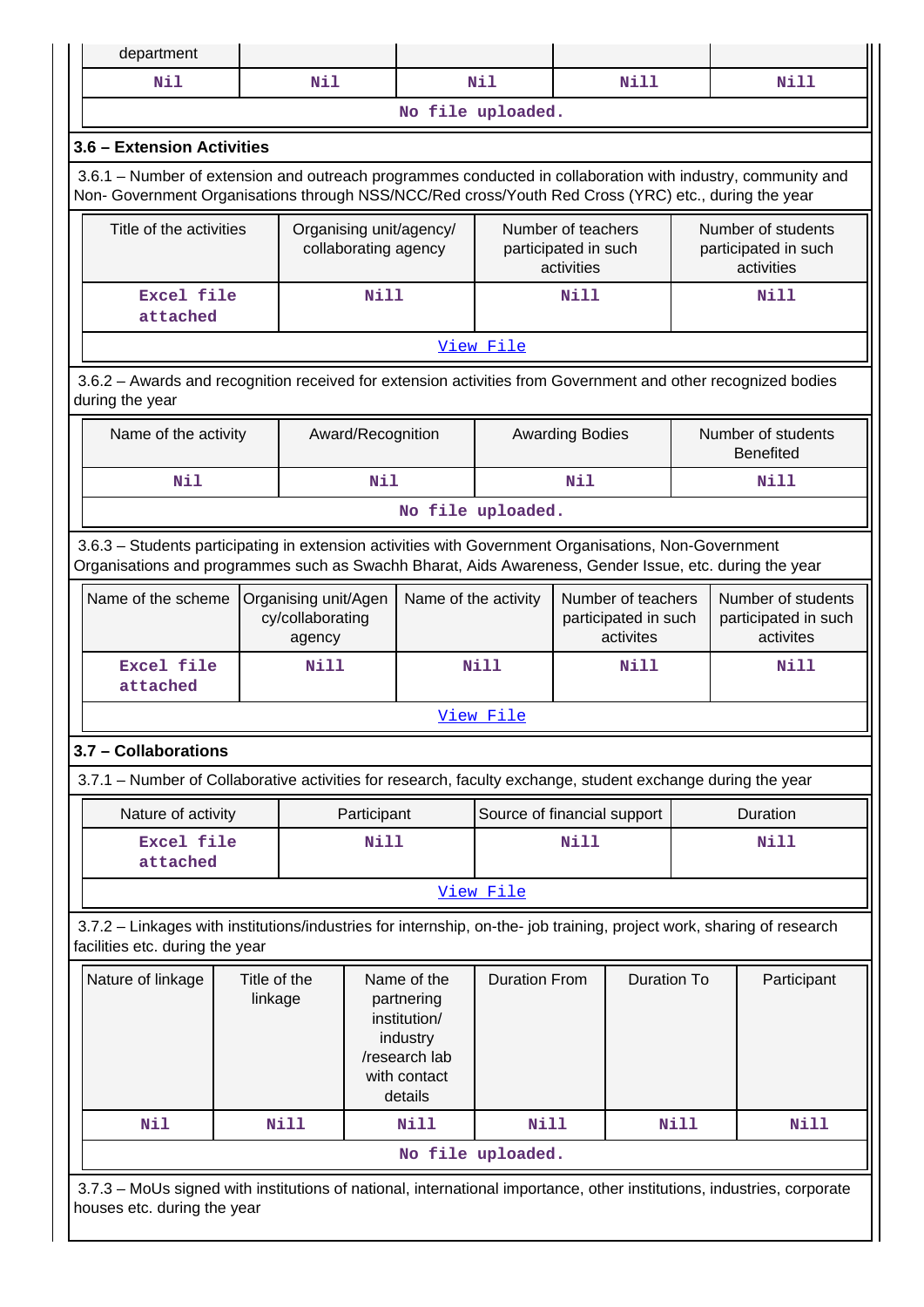| department | | | | |
|---|---|---|---|---|
| Nil | Nil | Nil | Nill | Nill |
| No file uploaded. | | | | |

## 3.6 – Extension Activities

3.6.1 – Number of extension and outreach programmes conducted in collaboration with industry, community and Non- Government Organisations through NSS/NCC/Red cross/Youth Red Cross (YRC) etc., during the year

| Title of the activities | Organising unit/agency/ collaborating agency | Number of teachers participated in such activities | Number of students participated in such activities |
|---|---|---|---|
| Excel file attached | Nill | Nill | Nill |
| View File | | | |

3.6.2 – Awards and recognition received for extension activities from Government and other recognized bodies during the year

| Name of the activity | Award/Recognition | Awarding Bodies | Number of students Benefited |
|---|---|---|---|
| Nil | Nil | Nil | Nill |
| No file uploaded. | | | |

3.6.3 – Students participating in extension activities with Government Organisations, Non-Government Organisations and programmes such as Swachh Bharat, Aids Awareness, Gender Issue, etc. during the year

| Name of the scheme | Organising unit/Agency/collaborating agency | Name of the activity | Number of teachers participated in such activites | Number of students participated in such activites |
|---|---|---|---|---|
| Excel file attached | Nill | Nill | Nill | Nill |
| View File | | | | |

## 3.7 – Collaborations

3.7.1 – Number of Collaborative activities for research, faculty exchange, student exchange during the year

| Nature of activity | Participant | Source of financial support | Duration |
|---|---|---|---|
| Excel file attached | Nill | Nill | Nill |
| View File | | | |

3.7.2 – Linkages with institutions/industries for internship, on-the- job training, project work, sharing of research facilities etc. during the year

| Nature of linkage | Title of the linkage | Name of the partnering institution/ industry /research lab with contact details | Duration From | Duration To | Participant |
|---|---|---|---|---|---|
| Nil | Nill | Nill | Nill | Nill | Nill |
| No file uploaded. | | | | | |

3.7.3 – MoUs signed with institutions of national, international importance, other institutions, industries, corporate houses etc. during the year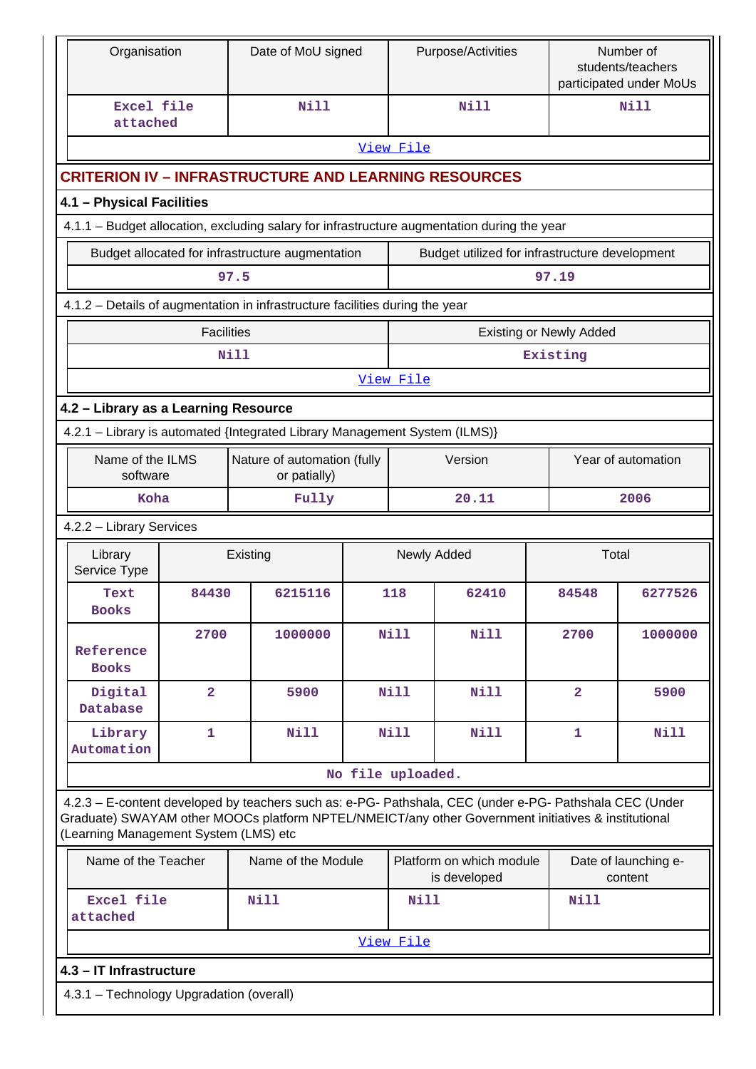| Organisation | Date of MoU signed | Purpose/Activities | Number of students/teachers participated under MoUs |
|---|---|---|---|
| Excel file attached | Nill | Nill | Nill |

[View File]

## CRITERION IV – INFRASTRUCTURE AND LEARNING RESOURCES

### 4.1 – Physical Facilities

4.1.1 – Budget allocation, excluding salary for infrastructure augmentation during the year

| Budget allocated for infrastructure augmentation | Budget utilized for infrastructure development |
|---|---|
| 97.5 | 97.19 |

4.1.2 – Details of augmentation in infrastructure facilities during the year

| Facilities | Existing or Newly Added |
|---|---|
| Nill | Existing |

[View File]

### 4.2 – Library as a Learning Resource

4.2.1 – Library is automated {Integrated Library Management System (ILMS)}

| Name of the ILMS software | Nature of automation (fully or patially) | Version | Year of automation |
|---|---|---|---|
| Koha | Fully | 20.11 | 2006 |

4.2.2 – Library Services

| Library Service Type | Existing | | Newly Added | | Total | |
|---|---|---|---|---|---|---|
| Text Books | 84430 | 6215116 | 118 | 62410 | 84548 | 6277526 |
| Reference Books | 2700 | 1000000 | Nill | Nill | 2700 | 1000000 |
| Digital Database | 2 | 5900 | Nill | Nill | 2 | 5900 |
| Library Automation | 1 | Nill | Nill | Nill | 1 | Nill |

No file uploaded.

4.2.3 – E-content developed by teachers such as: e-PG- Pathshala, CEC (under e-PG- Pathshala CEC (Under Graduate) SWAYAM other MOOCs platform NPTEL/NMEICT/any other Government initiatives & institutional (Learning Management System (LMS) etc

| Name of the Teacher | Name of the Module | Platform on which module is developed | Date of launching e-content |
|---|---|---|---|
| Excel file attached | Nill | Nill | Nill |

[View File]

### 4.3 – IT Infrastructure

4.3.1 – Technology Upgradation (overall)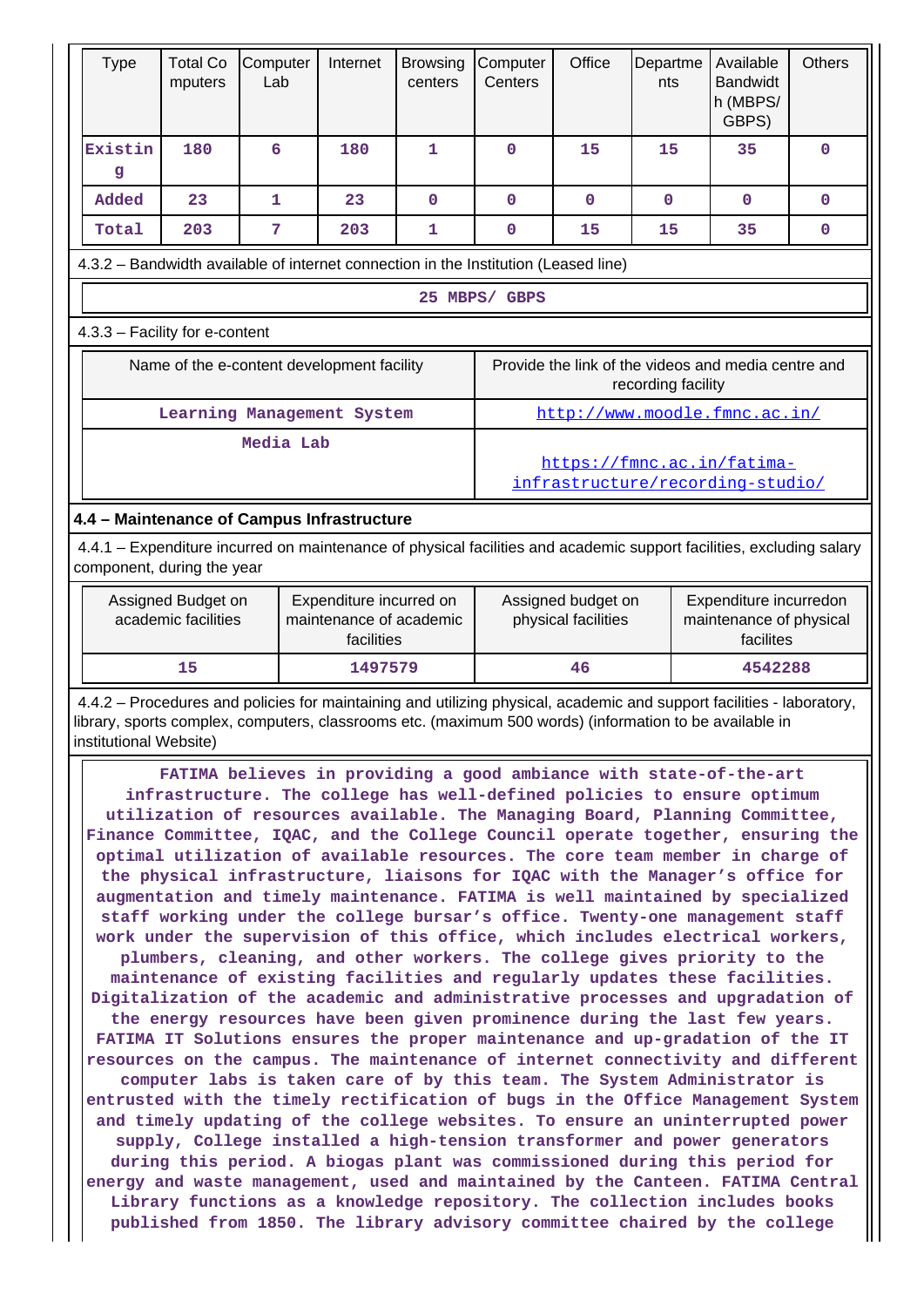| Type | Total Computers | Computer Lab | Internet | Browsing centers | Computer Centers | Office | Departments | Available Bandwidth (MBPS/ GBPS) | Others |
|---|---|---|---|---|---|---|---|---|---|
| Existing | 180 | 6 | 180 | 1 | 0 | 15 | 15 | 35 | 0 |
| Added | 23 | 1 | 23 | 0 | 0 | 0 | 0 | 0 | 0 |
| Total | 203 | 7 | 203 | 1 | 0 | 15 | 15 | 35 | 0 |

4.3.2 – Bandwidth available of internet connection in the Institution (Leased line)

25 MBPS/ GBPS

4.3.3 – Facility for e-content

| Name of the e-content development facility | Provide the link of the videos and media centre and recording facility |
|---|---|
| Learning Management System | http://www.moodle.fmnc.ac.in/ |
| Media Lab | https://fmnc.ac.in/fatima-infrastructure/recording-studio/ |

**4.4 – Maintenance of Campus Infrastructure**

4.4.1 – Expenditure incurred on maintenance of physical facilities and academic support facilities, excluding salary component, during the year

| Assigned Budget on academic facilities | Expenditure incurred on maintenance of academic facilities | Assigned budget on physical facilities | Expenditure incurredon maintenance of physical facilites |
|---|---|---|---|
| 15 | 1497579 | 46 | 4542288 |

4.4.2 – Procedures and policies for maintaining and utilizing physical, academic and support facilities - laboratory, library, sports complex, computers, classrooms etc. (maximum 500 words) (information to be available in institutional Website)

FATIMA believes in providing a good ambiance with state-of-the-art infrastructure. The college has well-defined policies to ensure optimum utilization of resources available. The Managing Board, Planning Committee, Finance Committee, IQAC, and the College Council operate together, ensuring the optimal utilization of available resources. The core team member in charge of the physical infrastructure, liaisons for IQAC with the Manager's office for augmentation and timely maintenance. FATIMA is well maintained by specialized staff working under the college bursar's office. Twenty-one management staff work under the supervision of this office, which includes electrical workers, plumbers, cleaning, and other workers. The college gives priority to the maintenance of existing facilities and regularly updates these facilities. Digitalization of the academic and administrative processes and upgradation of the energy resources have been given prominence during the last few years. FATIMA IT Solutions ensures the proper maintenance and up-gradation of the IT resources on the campus. The maintenance of internet connectivity and different computer labs is taken care of by this team. The System Administrator is entrusted with the timely rectification of bugs in the Office Management System and timely updating of the college websites. To ensure an uninterrupted power supply, College installed a high-tension transformer and power generators during this period. A biogas plant was commissioned during this period for energy and waste management, used and maintained by the Canteen. FATIMA Central Library functions as a knowledge repository. The collection includes books published from 1850. The library advisory committee chaired by the college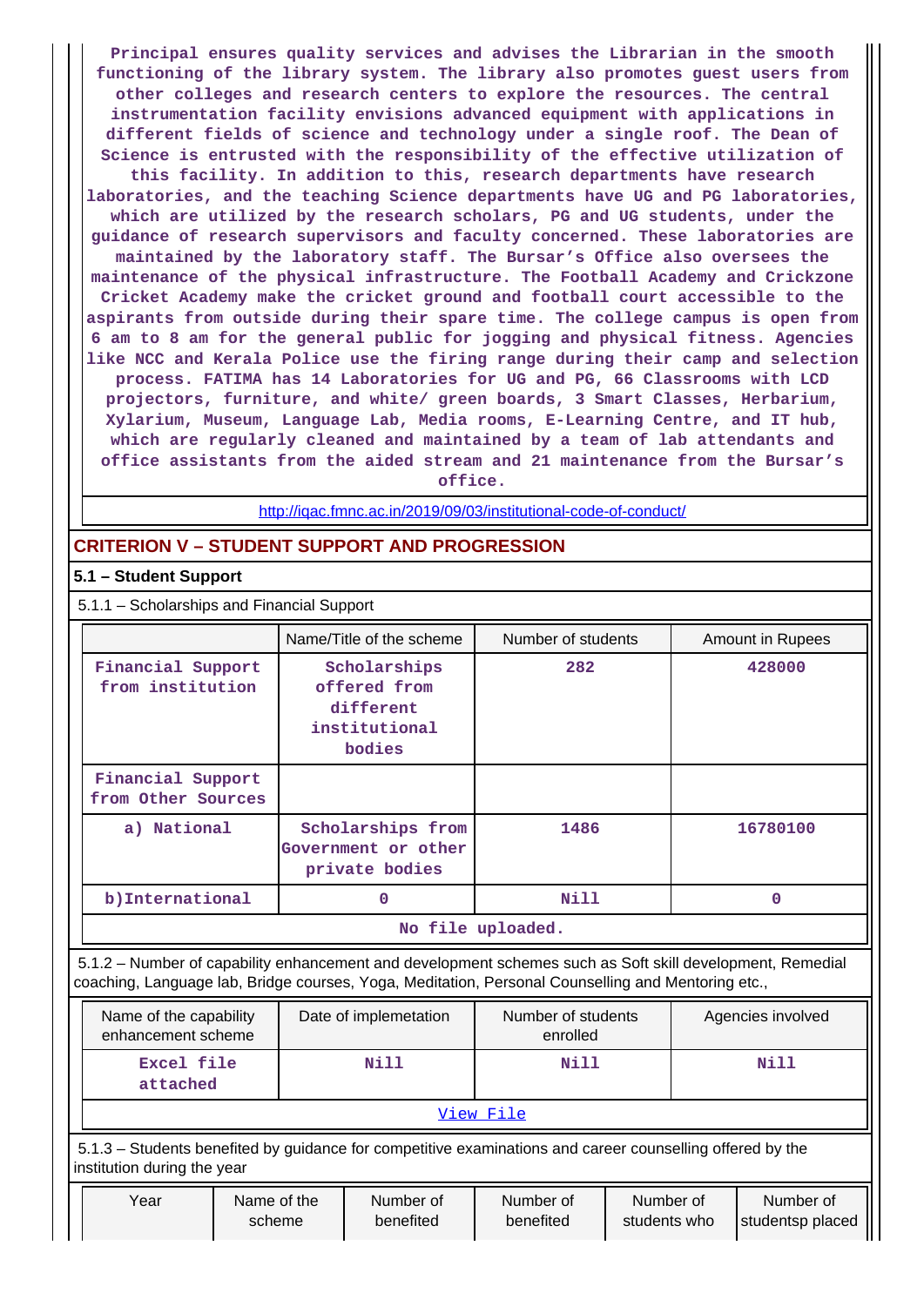Principal ensures quality services and advises the Librarian in the smooth functioning of the library system. The library also promotes guest users from other colleges and research centers to explore the resources. The central instrumentation facility envisions advanced equipment with applications in different fields of science and technology under a single roof. The Dean of Science is entrusted with the responsibility of the effective utilization of this facility. In addition to this, research departments have research laboratories, and the teaching Science departments have UG and PG laboratories, which are utilized by the research scholars, PG and UG students, under the guidance of research supervisors and faculty concerned. These laboratories are maintained by the laboratory staff. The Bursar's Office also oversees the maintenance of the physical infrastructure. The Football Academy and Crickzone Cricket Academy make the cricket ground and football court accessible to the aspirants from outside during their spare time. The college campus is open from 6 am to 8 am for the general public for jogging and physical fitness. Agencies like NCC and Kerala Police use the firing range during their camp and selection process. FATIMA has 14 Laboratories for UG and PG, 66 Classrooms with LCD projectors, furniture, and white/ green boards, 3 Smart Classes, Herbarium, Xylarium, Museum, Language Lab, Media rooms, E-Learning Centre, and IT hub, which are regularly cleaned and maintained by a team of lab attendants and office assistants from the aided stream and 21 maintenance from the Bursar's office.

http://iqac.fmnc.ac.in/2019/09/03/institutional-code-of-conduct/

## CRITERION V – STUDENT SUPPORT AND PROGRESSION

### 5.1 – Student Support

5.1.1 – Scholarships and Financial Support

| | Name/Title of the scheme | Number of students | Amount in Rupees |
|---|---|---|---|
| Financial Support from institution | Scholarships offered from different institutional bodies | 282 | 428000 |
| Financial Support from Other Sources | | | |
| a) National | Scholarships from Government or other private bodies | 1486 | 16780100 |
| b)International | 0 | Nill | 0 |
| No file uploaded. | | | |

5.1.2 – Number of capability enhancement and development schemes such as Soft skill development, Remedial coaching, Language lab, Bridge courses, Yoga, Meditation, Personal Counselling and Mentoring etc.,

| Name of the capability enhancement scheme | Date of implemetation | Number of students enrolled | Agencies involved |
|---|---|---|---|
| Excel file attached | Nill | Nill | Nill |
| View File | | | |

5.1.3 – Students benefited by guidance for competitive examinations and career counselling offered by the institution during the year

| Year | Name of the scheme | Number of benefited | Number of benefited | Number of students who | Number of studentsp placed |
|---|---|---|---|---|---|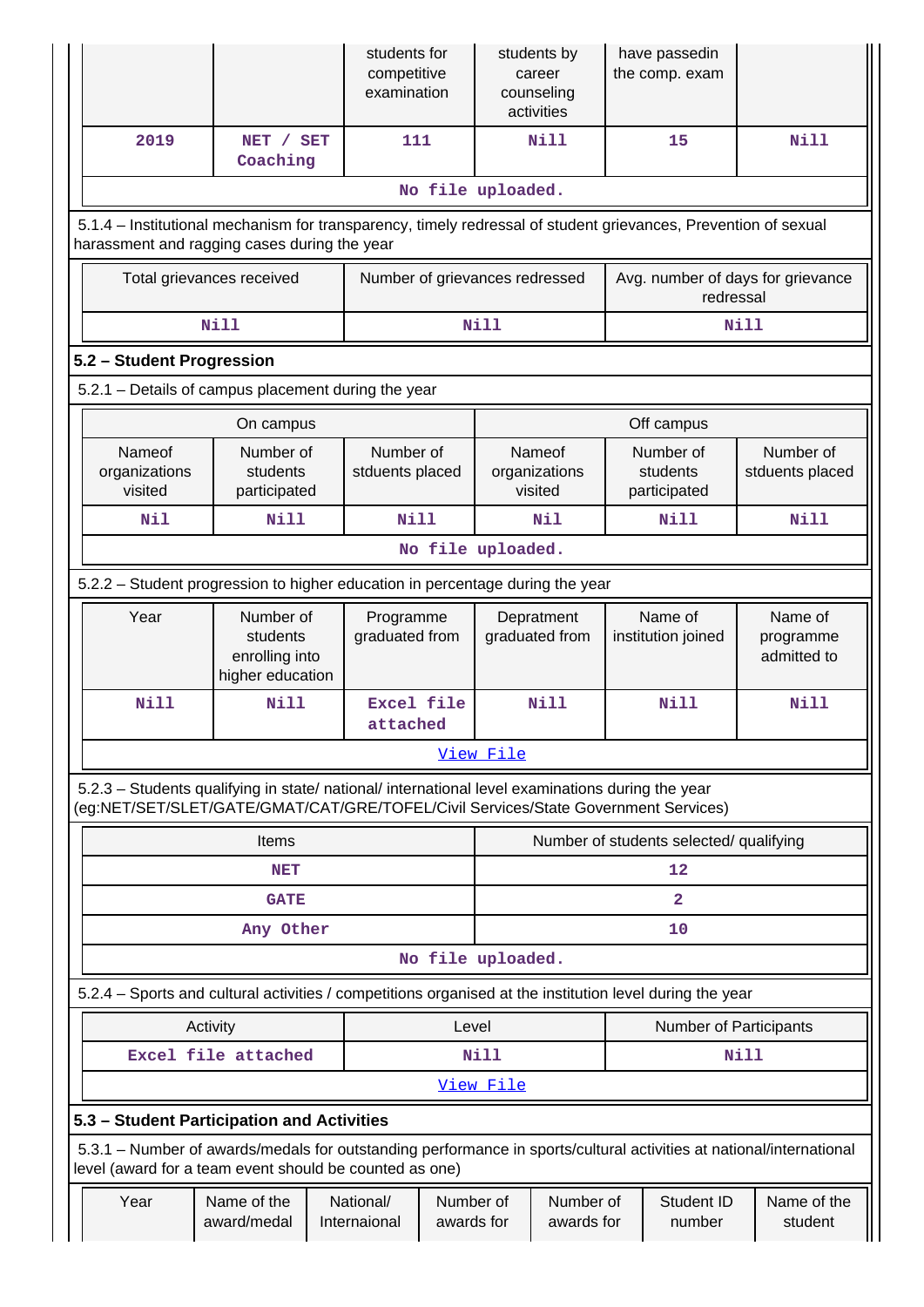| | | students for competitive examination | students by career counseling activities | have passedin the comp. exam | |
|---|---|---|---|---|---|
| 2019 | NET / SET Coaching | 111 | Nill | 15 | Nill |
| No file uploaded. | | | | | |

5.1.4 – Institutional mechanism for transparency, timely redressal of student grievances, Prevention of sexual harassment and ragging cases during the year

| Total grievances received | Number of grievances redressed | Avg. number of days for grievance redressal |
|---|---|---|
| Nill | Nill | Nill |

## 5.2 – Student Progression

5.2.1 – Details of campus placement during the year

| On campus | | | Off campus | | |
|---|---|---|---|---|---|
| Nameof organizations visited | Number of students participated | Number of stduents placed | Nameof organizations visited | Number of students participated | Number of stduents placed |
| Nil | Nill | Nill | Nil | Nill | Nill |
| No file uploaded. | | | | | |

5.2.2 – Student progression to higher education in percentage during the year

| Year | Number of students enrolling into higher education | Programme graduated from | Depratment graduated from | Name of institution joined | Name of programme admitted to |
|---|---|---|---|---|---|
| Nill | Nill | Excel file attached | Nill | Nill | Nill |
| View File | | | | | |

5.2.3 – Students qualifying in state/ national/ international level examinations during the year (eg:NET/SET/SLET/GATE/GMAT/CAT/GRE/TOFEL/Civil Services/State Government Services)

| Items | Number of students selected/ qualifying |
|---|---|
| NET | 12 |
| GATE | 2 |
| Any Other | 10 |
| No file uploaded. | |

5.2.4 – Sports and cultural activities / competitions organised at the institution level during the year

| Activity | Level | Number of Participants |
|---|---|---|
| Excel file attached | Nill | Nill |
| View File | | |

## 5.3 – Student Participation and Activities

5.3.1 – Number of awards/medals for outstanding performance in sports/cultural activities at national/international level (award for a team event should be counted as one)

| Year | Name of the award/medal | National/ Internaional | Number of awards for | Number of awards for | Student ID number | Name of the student |
|---|---|---|---|---|---|---|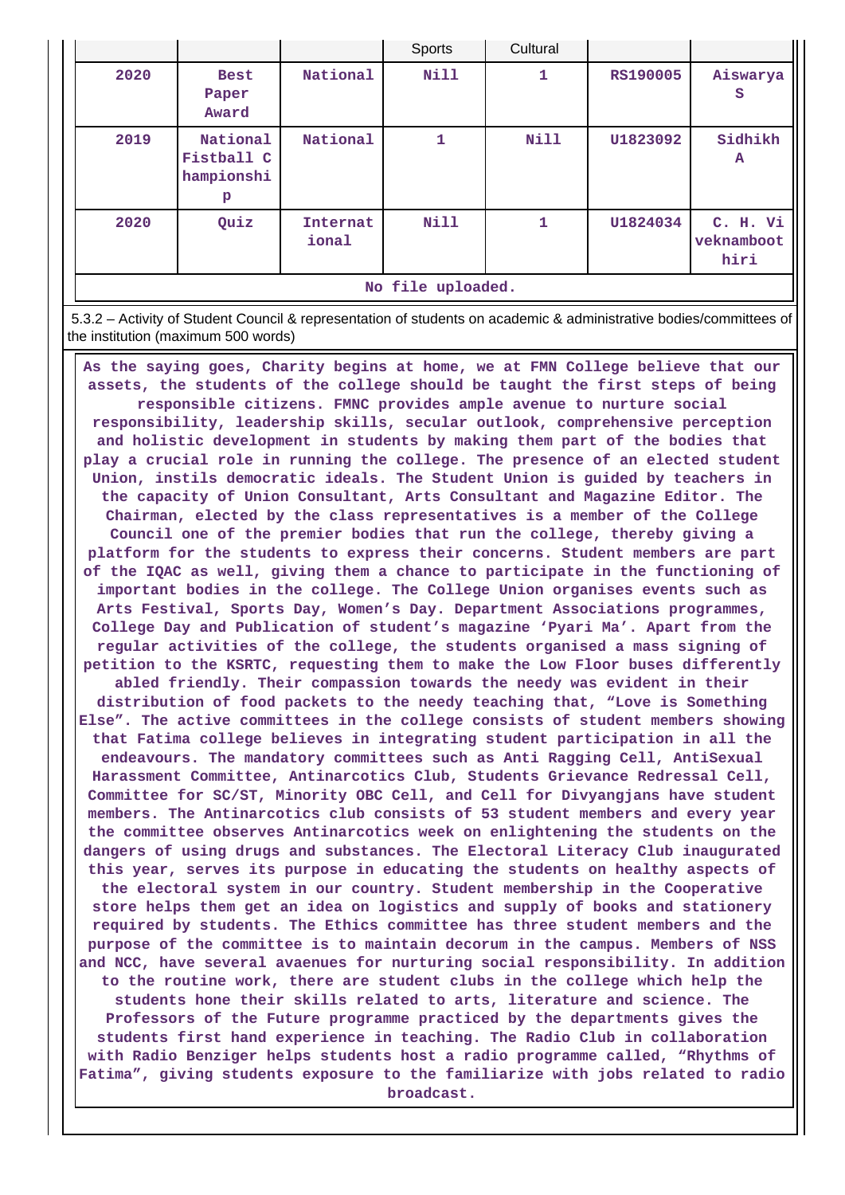| | | | Sports | Cultural | | |
|---|---|---|---|---|---|---|
| 2020 | Best Paper Award | National | Nill | 1 | RS190005 | Aiswarya S |
| 2019 | National Fistball Championship | National | 1 | Nill | U1823092 | Sidhikh A |
| 2020 | Quiz | International | Nill | 1 | U1824034 | C. H. Viveknamboothiri |

No file uploaded.

5.3.2 – Activity of Student Council & representation of students on academic & administrative bodies/committees of the institution (maximum 500 words)

As the saying goes, Charity begins at home, we at FMN College believe that our assets, the students of the college should be taught the first steps of being responsible citizens. FMNC provides ample avenue to nurture social responsibility, leadership skills, secular outlook, comprehensive perception and holistic development in students by making them part of the bodies that play a crucial role in running the college. The presence of an elected student Union, instils democratic ideals. The Student Union is guided by teachers in the capacity of Union Consultant, Arts Consultant and Magazine Editor. The Chairman, elected by the class representatives is a member of the College Council one of the premier bodies that run the college, thereby giving a platform for the students to express their concerns. Student members are part of the IQAC as well, giving them a chance to participate in the functioning of important bodies in the college. The College Union organises events such as Arts Festival, Sports Day, Women's Day. Department Associations programmes, College Day and Publication of student's magazine 'Pyari Ma'. Apart from the regular activities of the college, the students organised a mass signing of petition to the KSRTC, requesting them to make the Low Floor buses differently abled friendly. Their compassion towards the needy was evident in their distribution of food packets to the needy teaching that, "Love is Something Else". The active committees in the college consists of student members showing that Fatima college believes in integrating student participation in all the endeavours. The mandatory committees such as Anti Ragging Cell, AntiSexual Harassment Committee, Antinarcotics Club, Students Grievance Redressal Cell, Committee for SC/ST, Minority OBC Cell, and Cell for Divyangjans have student members. The Antinarcotics club consists of 53 student members and every year the committee observes Antinarcotics week on enlightening the students on the dangers of using drugs and substances. The Electoral Literacy Club inaugurated this year, serves its purpose in educating the students on healthy aspects of the electoral system in our country. Student membership in the Cooperative store helps them get an idea on logistics and supply of books and stationery required by students. The Ethics committee has three student members and the purpose of the committee is to maintain decorum in the campus. Members of NSS and NCC, have several avaenues for nurturing social responsibility. In addition to the routine work, there are student clubs in the college which help the students hone their skills related to arts, literature and science. The Professors of the Future programme practiced by the departments gives the students first hand experience in teaching. The Radio Club in collaboration with Radio Benziger helps students host a radio programme called, "Rhythms of Fatima", giving students exposure to the familiarize with jobs related to radio broadcast.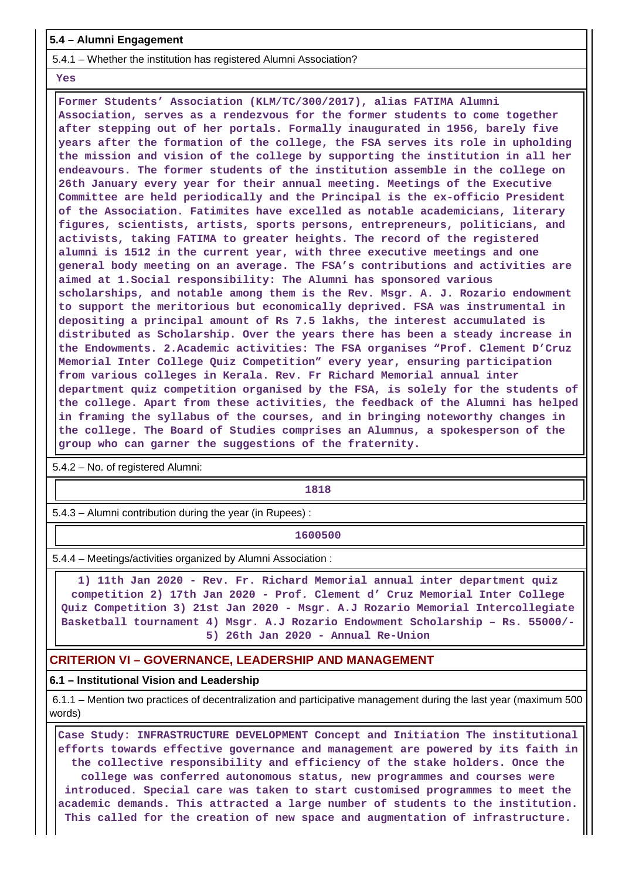**5.4 – Alumni Engagement**

5.4.1 – Whether the institution has registered Alumni Association?

Yes

Former Students' Association (KLM/TC/300/2017), alias FATIMA Alumni Association, serves as a rendezvous for the former students to come together after stepping out of her portals. Formally inaugurated in 1956, barely five years after the formation of the college, the FSA serves its role in upholding the mission and vision of the college by supporting the institution in all her endeavours. The former students of the institution assemble in the college on 26th January every year for their annual meeting. Meetings of the Executive Committee are held periodically and the Principal is the ex-officio President of the Association. Fatimites have excelled as notable academicians, literary figures, scientists, artists, sports persons, entrepreneurs, politicians, and activists, taking FATIMA to greater heights. The record of the registered alumni is 1512 in the current year, with three executive meetings and one general body meeting on an average. The FSA's contributions and activities are aimed at 1.Social responsibility: The Alumni has sponsored various scholarships, and notable among them is the Rev. Msgr. A. J. Rozario endowment to support the meritorious but economically deprived. FSA was instrumental in depositing a principal amount of Rs 7.5 lakhs, the interest accumulated is distributed as Scholarship. Over the years there has been a steady increase in the Endowments. 2.Academic activities: The FSA organises "Prof. Clement D'Cruz Memorial Inter College Quiz Competition" every year, ensuring participation from various colleges in Kerala. Rev. Fr Richard Memorial annual inter department quiz competition organised by the FSA, is solely for the students of the college. Apart from these activities, the feedback of the Alumni has helped in framing the syllabus of the courses, and in bringing noteworthy changes in the college. The Board of Studies comprises an Alumnus, a spokesperson of the group who can garner the suggestions of the fraternity.

5.4.2 – No. of registered Alumni:

1818

5.4.3 – Alumni contribution during the year (in Rupees) :

1600500

5.4.4 – Meetings/activities organized by Alumni Association :

1) 11th Jan 2020 - Rev. Fr. Richard Memorial annual inter department quiz competition 2) 17th Jan 2020 - Prof. Clement d' Cruz Memorial Inter College Quiz Competition 3) 21st Jan 2020 - Msgr. A.J Rozario Memorial Intercollegiate Basketball tournament 4) Msgr. A.J Rozario Endowment Scholarship – Rs. 55000/- 5) 26th Jan 2020 - Annual Re-Union

## CRITERION VI – GOVERNANCE, LEADERSHIP AND MANAGEMENT

**6.1 – Institutional Vision and Leadership**

6.1.1 – Mention two practices of decentralization and participative management during the last year (maximum 500 words)

Case Study: INFRASTRUCTURE DEVELOPMENT Concept and Initiation The institutional efforts towards effective governance and management are powered by its faith in the collective responsibility and efficiency of the stake holders. Once the college was conferred autonomous status, new programmes and courses were introduced. Special care was taken to start customised programmes to meet the academic demands. This attracted a large number of students to the institution. This called for the creation of new space and augmentation of infrastructure.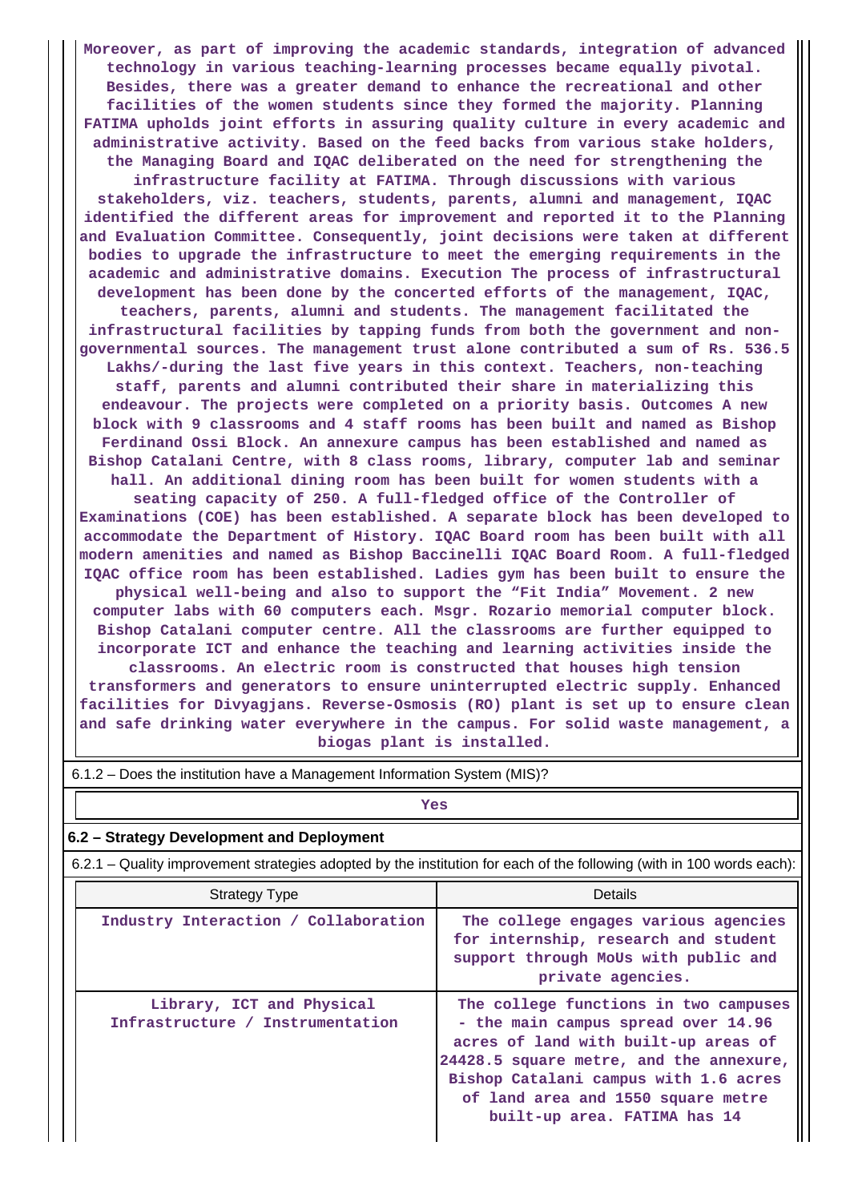Moreover, as part of improving the academic standards, integration of advanced technology in various teaching-learning processes became equally pivotal. Besides, there was a greater demand to enhance the recreational and other facilities of the women students since they formed the majority. Planning FATIMA upholds joint efforts in assuring quality culture in every academic and administrative activity. Based on the feed backs from various stake holders, the Managing Board and IQAC deliberated on the need for strengthening the infrastructure facility at FATIMA. Through discussions with various stakeholders, viz. teachers, students, parents, alumni and management, IQAC identified the different areas for improvement and reported it to the Planning and Evaluation Committee. Consequently, joint decisions were taken at different bodies to upgrade the infrastructure to meet the emerging requirements in the academic and administrative domains. Execution The process of infrastructural development has been done by the concerted efforts of the management, IQAC, teachers, parents, alumni and students. The management facilitated the infrastructural facilities by tapping funds from both the government and non-governmental sources. The management trust alone contributed a sum of Rs. 536.5 Lakhs/-during the last five years in this context. Teachers, non-teaching staff, parents and alumni contributed their share in materializing this endeavour. The projects were completed on a priority basis. Outcomes A new block with 9 classrooms and 4 staff rooms has been built and named as Bishop Ferdinand Ossi Block. An annexure campus has been established and named as Bishop Catalani Centre, with 8 class rooms, library, computer lab and seminar hall. An additional dining room has been built for women students with a seating capacity of 250. A full-fledged office of the Controller of Examinations (COE) has been established. A separate block has been developed to accommodate the Department of History. IQAC Board room has been built with all modern amenities and named as Bishop Baccinelli IQAC Board Room. A full-fledged IQAC office room has been established. Ladies gym has been built to ensure the physical well-being and also to support the "Fit India" Movement. 2 new computer labs with 60 computers each. Msgr. Rozario memorial computer block. Bishop Catalani computer centre. All the classrooms are further equipped to incorporate ICT and enhance the teaching and learning activities inside the classrooms. An electric room is constructed that houses high tension transformers and generators to ensure uninterrupted electric supply. Enhanced facilities for Divyagjans. Reverse-Osmosis (RO) plant is set up to ensure clean and safe drinking water everywhere in the campus. For solid waste management, a biogas plant is installed.

6.1.2 – Does the institution have a Management Information System (MIS)?

Yes

## 6.2 – Strategy Development and Deployment

6.2.1 – Quality improvement strategies adopted by the institution for each of the following (with in 100 words each):

| Strategy Type | Details |
|---|---|
| Industry Interaction / Collaboration | The college engages various agencies for internship, research and student support through MoUs with public and private agencies. |
| Library, ICT and Physical Infrastructure / Instrumentation | The college functions in two campuses - the main campus spread over 14.96 acres of land with built-up areas of 24428.5 square metre, and the annexure, Bishop Catalani campus with 1.6 acres of land area and 1550 square metre built-up area. FATIMA has 14 |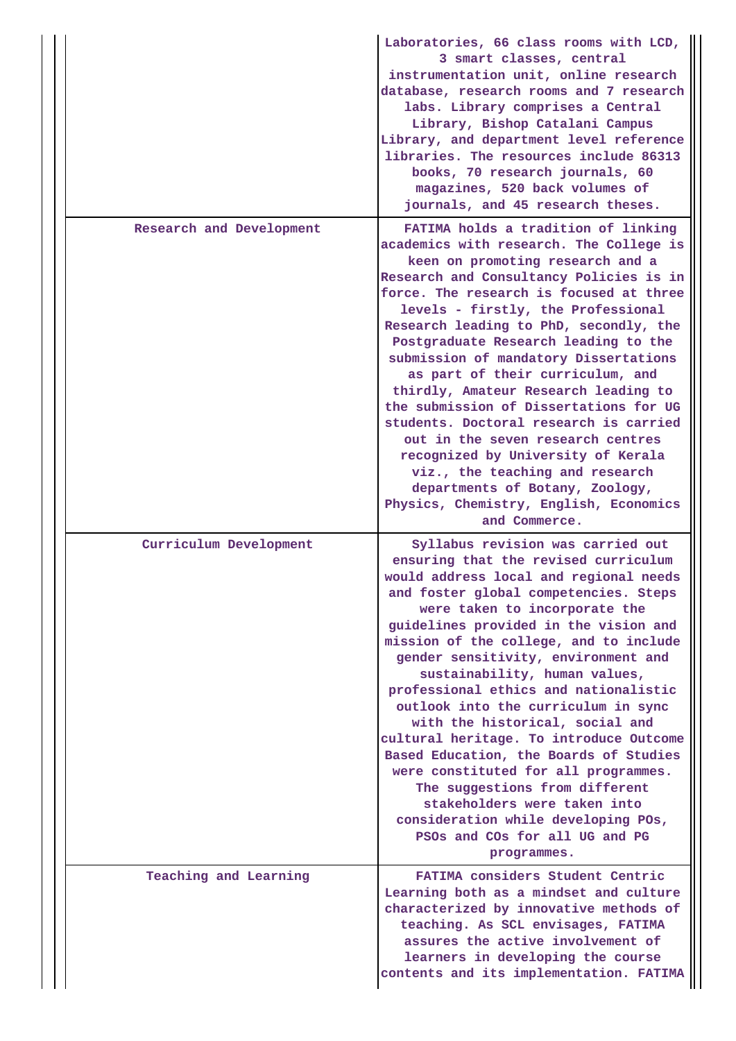|  |  |
|---|---|
|  | Laboratories, 66 class rooms with LCD, 3 smart classes, central instrumentation unit, online research database, research rooms and 7 research labs. Library comprises a Central Library, Bishop Catalani Campus Library, and department level reference libraries. The resources include 86313 books, 70 research journals, 60 magazines, 520 back volumes of journals, and 45 research theses. |
| Research and Development | FATIMA holds a tradition of linking academics with research. The College is keen on promoting research and a Research and Consultancy Policies is in force. The research is focused at three levels - firstly, the Professional Research leading to PhD, secondly, the Postgraduate Research leading to the submission of mandatory Dissertations as part of their curriculum, and thirdly, Amateur Research leading to the submission of Dissertations for UG students. Doctoral research is carried out in the seven research centres recognized by University of Kerala viz., the teaching and research departments of Botany, Zoology, Physics, Chemistry, English, Economics and Commerce. |
| Curriculum Development | Syllabus revision was carried out ensuring that the revised curriculum would address local and regional needs and foster global competencies. Steps were taken to incorporate the guidelines provided in the vision and mission of the college, and to include gender sensitivity, environment and sustainability, human values, professional ethics and nationalistic outlook into the curriculum in sync with the historical, social and cultural heritage. To introduce Outcome Based Education, the Boards of Studies were constituted for all programmes. The suggestions from different stakeholders were taken into consideration while developing POs, PSOs and COs for all UG and PG programmes. |
| Teaching and Learning | FATIMA considers Student Centric Learning both as a mindset and culture characterized by innovative methods of teaching. As SCL envisages, FATIMA assures the active involvement of learners in developing the course contents and its implementation. FATIMA |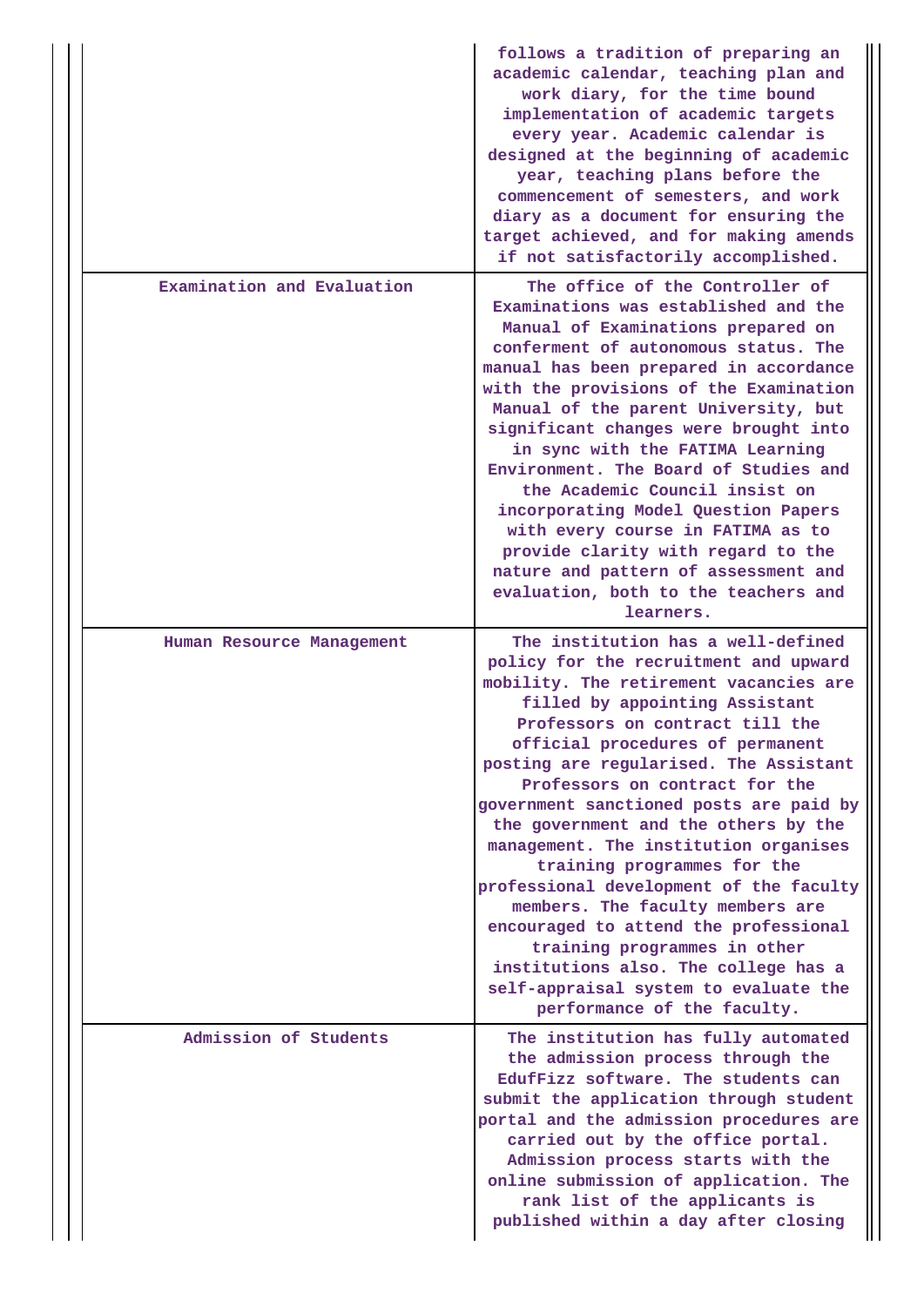|  |  |
|---|---|
|  | follows a tradition of preparing an academic calendar, teaching plan and work diary, for the time bound implementation of academic targets every year. Academic calendar is designed at the beginning of academic year, teaching plans before the commencement of semesters, and work diary as a document for ensuring the target achieved, and for making amends if not satisfactorily accomplished. |
| Examination and Evaluation | The office of the Controller of Examinations was established and the Manual of Examinations prepared on conferment of autonomous status. The manual has been prepared in accordance with the provisions of the Examination Manual of the parent University, but significant changes were brought into in sync with the FATIMA Learning Environment. The Board of Studies and the Academic Council insist on incorporating Model Question Papers with every course in FATIMA as to provide clarity with regard to the nature and pattern of assessment and evaluation, both to the teachers and learners. |
| Human Resource Management | The institution has a well-defined policy for the recruitment and upward mobility. The retirement vacancies are filled by appointing Assistant Professors on contract till the official procedures of permanent posting are regularised. The Assistant Professors on contract for the government sanctioned posts are paid by the government and the others by the management. The institution organises training programmes for the professional development of the faculty members. The faculty members are encouraged to attend the professional training programmes in other institutions also. The college has a self-appraisal system to evaluate the performance of the faculty. |
| Admission of Students | The institution has fully automated the admission process through the EdufFizz software. The students can submit the application through student portal and the admission procedures are carried out by the office portal. Admission process starts with the online submission of application. The rank list of the applicants is published within a day after closing |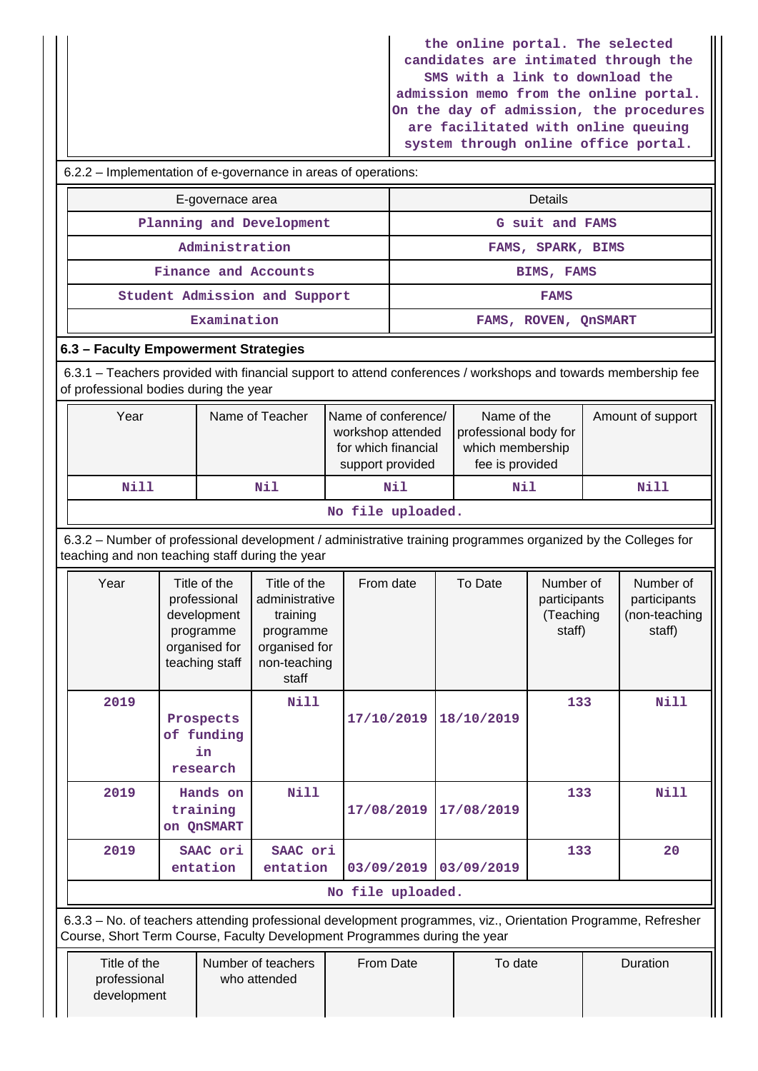| | the online portal. The selected candidates are intimated through the SMS with a link to download the admission memo from the online portal. On the day of admission, the procedures are facilitated with online queuing system through online office portal. |
|---|---|

6.2.2 – Implementation of e-governance in areas of operations:

| E-governace area | Details |
|---|---|
| Planning and Development | G suit and FAMS |
| Administration | FAMS, SPARK, BIMS |
| Finance and Accounts | BIMS, FAMS |
| Student Admission and Support | FAMS |
| Examination | FAMS, ROVEN, QnSMART |

**6.3 – Faculty Empowerment Strategies**

6.3.1 – Teachers provided with financial support to attend conferences / workshops and towards membership fee of professional bodies during the year

| Year | Name of Teacher | Name of conference/ workshop attended for which financial support provided | Name of the professional body for which membership fee is provided | Amount of support |
|---|---|---|---|---|
| Nill | Nil | Nil | Nil | Nill |
| No file uploaded. | | | | |

6.3.2 – Number of professional development / administrative training programmes organized by the Colleges for teaching and non teaching staff during the year

| Year | Title of the professional development programme organised for teaching staff | Title of the administrative training programme organised for non-teaching staff | From date | To Date | Number of participants (Teaching staff) | Number of participants (non-teaching staff) |
|---|---|---|---|---|---|---|
| 2019 | Prospects of funding in research | Nill | 17/10/2019 | 18/10/2019 | 133 | Nill |
| 2019 | Hands on training on QnSMART | Nill | 17/08/2019 | 17/08/2019 | 133 | Nill |
| 2019 | SAAC orientation | SAAC orientation | 03/09/2019 | 03/09/2019 | 133 | 20 |
| No file uploaded. | | | | | | |

6.3.3 – No. of teachers attending professional development programmes, viz., Orientation Programme, Refresher Course, Short Term Course, Faculty Development Programmes during the year

| Title of the professional development | Number of teachers who attended | From Date | To date | Duration |
|---|---|---|---|---|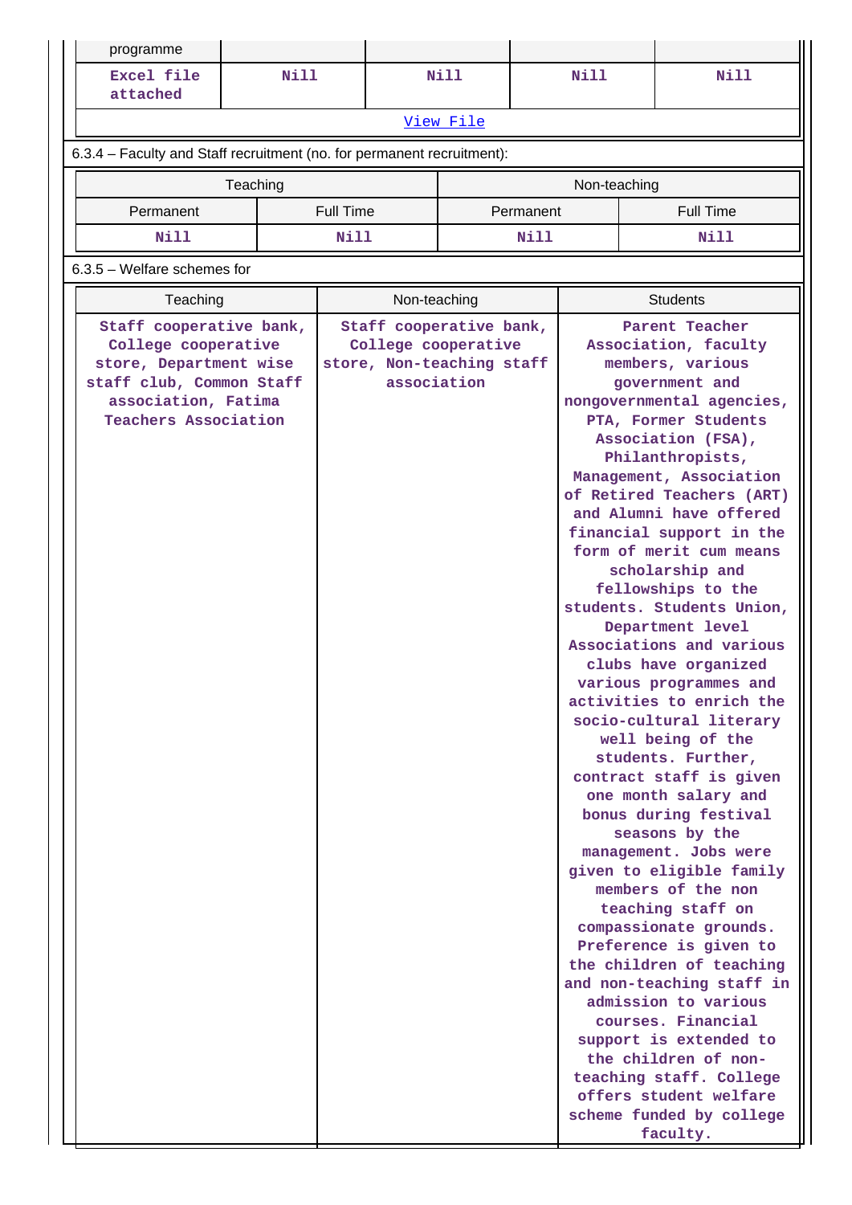| programme | | | | |
|---|---|---|---|---|
| Excel file attached | Nill | Nill | Nill | Nill |

[View File](#)

6.3.4 – Faculty and Staff recruitment (no. for permanent recruitment):

| Teaching | | Non-teaching | |
|---|---|---|---|
| Permanent | Full Time | Permanent | Full Time |
| Nill | Nill | Nill | Nill |

6.3.5 – Welfare schemes for

| Teaching | Non-teaching | Students |
|---|---|---|
| Staff cooperative bank, College cooperative store, Department wise staff club, Common Staff association, Fatima Teachers Association | Staff cooperative bank, College cooperative store, Non-teaching staff association | Parent Teacher Association, faculty members, various government and nongovernmental agencies, PTA, Former Students Association (FSA), Philanthropists, Management, Association of Retired Teachers (ART) and Alumni have offered financial support in the form of merit cum means scholarship and fellowships to the students. Students Union, Department level Associations and various clubs have organized various programmes and activities to enrich the socio-cultural literary well being of the students. Further, contract staff is given one month salary and bonus during festival seasons by the management. Jobs were given to eligible family members of the non teaching staff on compassionate grounds. Preference is given to the children of teaching and non-teaching staff in admission to various courses. Financial support is extended to the children of non-teaching staff. College offers student welfare scheme funded by college faculty. |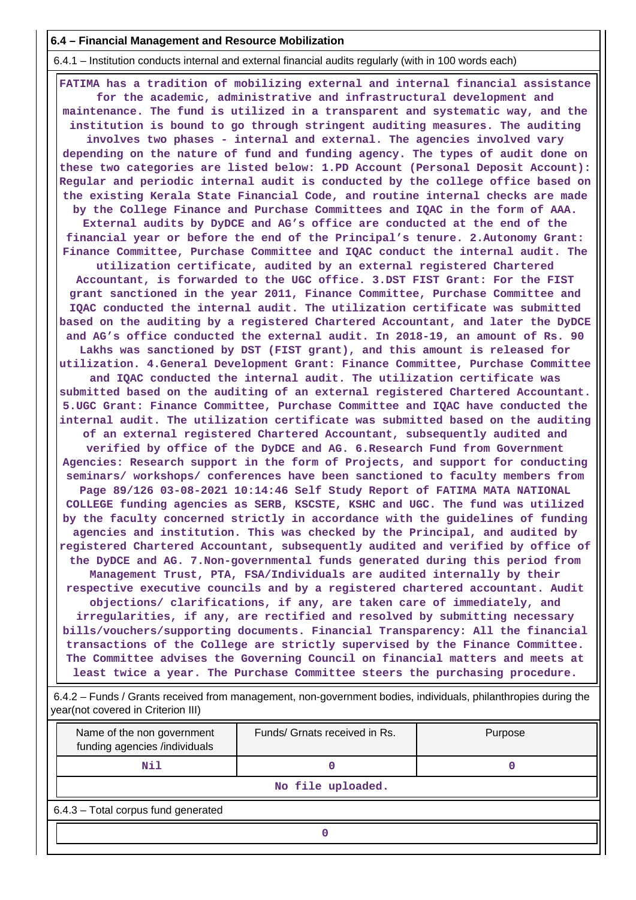## 6.4 – Financial Management and Resource Mobilization

6.4.1 – Institution conducts internal and external financial audits regularly (with in 100 words each)

**FATIMA has a tradition of mobilizing external and internal financial assistance for the academic, administrative and infrastructural development and maintenance. The fund is utilized in a transparent and systematic way, and the institution is bound to go through stringent auditing measures. The auditing involves two phases - internal and external. The agencies involved vary depending on the nature of fund and funding agency. The types of audit done on these two categories are listed below: 1.PD Account (Personal Deposit Account): Regular and periodic internal audit is conducted by the college office based on the existing Kerala State Financial Code, and routine internal checks are made by the College Finance and Purchase Committees and IQAC in the form of AAA. External audits by DyDCE and AG's office are conducted at the end of the financial year or before the end of the Principal's tenure. 2.Autonomy Grant: Finance Committee, Purchase Committee and IQAC conduct the internal audit. The utilization certificate, audited by an external registered Chartered Accountant, is forwarded to the UGC office. 3.DST FIST Grant: For the FIST grant sanctioned in the year 2011, Finance Committee, Purchase Committee and IQAC conducted the internal audit. The utilization certificate was submitted based on the auditing by a registered Chartered Accountant, and later the DyDCE and AG's office conducted the external audit. In 2018-19, an amount of Rs. 90 Lakhs was sanctioned by DST (FIST grant), and this amount is released for utilization. 4.General Development Grant: Finance Committee, Purchase Committee and IQAC conducted the internal audit. The utilization certificate was submitted based on the auditing of an external registered Chartered Accountant. 5.UGC Grant: Finance Committee, Purchase Committee and IQAC have conducted the internal audit. The utilization certificate was submitted based on the auditing of an external registered Chartered Accountant, subsequently audited and verified by office of the DyDCE and AG. 6.Research Fund from Government Agencies: Research support in the form of Projects, and support for conducting seminars/ workshops/ conferences have been sanctioned to faculty members from Page 89/126 03-08-2021 10:14:46 Self Study Report of FATIMA MATA NATIONAL COLLEGE funding agencies as SERB, KSCSTE, KSHC and UGC. The fund was utilized by the faculty concerned strictly in accordance with the guidelines of funding agencies and institution. This was checked by the Principal, and audited by registered Chartered Accountant, subsequently audited and verified by office of the DyDCE and AG. 7.Non-governmental funds generated during this period from Management Trust, PTA, FSA/Individuals are audited internally by their respective executive councils and by a registered chartered accountant. Audit objections/ clarifications, if any, are taken care of immediately, and irregularities, if any, are rectified and resolved by submitting necessary bills/vouchers/supporting documents. Financial Transparency: All the financial transactions of the College are strictly supervised by the Finance Committee. The Committee advises the Governing Council on financial matters and meets at least twice a year. The Purchase Committee steers the purchasing procedure.**

6.4.2 – Funds / Grants received from management, non-government bodies, individuals, philanthropies during the year(not covered in Criterion III)

| Name of the non government funding agencies /individuals | Funds/ Grnats received in Rs. | Purpose |
|---|---|---|
| Nil | 0 | 0 |

**No file uploaded.**

6.4.3 – Total corpus fund generated

**0**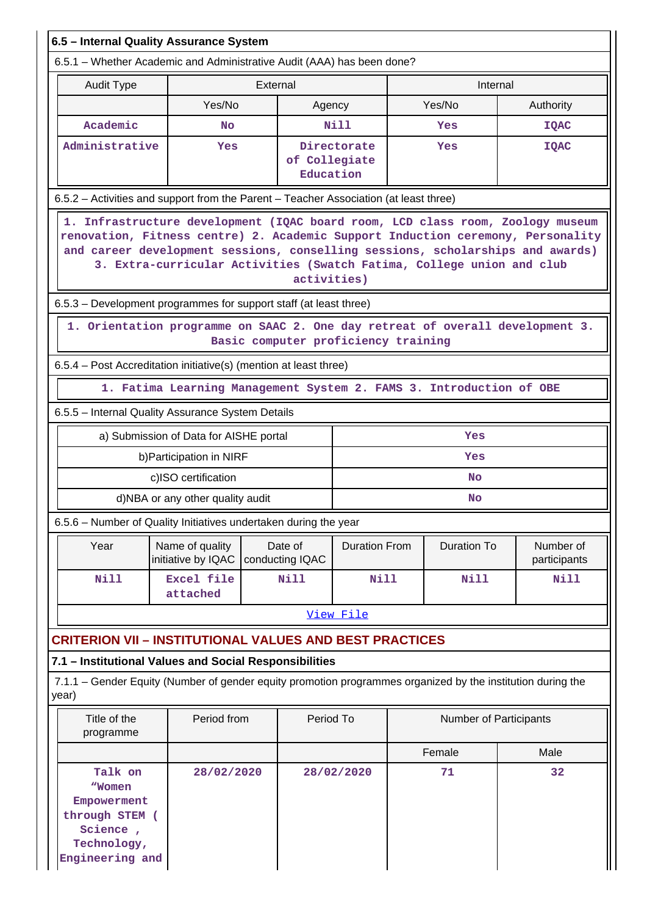### 6.5 – Internal Quality Assurance System

6.5.1 – Whether Academic and Administrative Audit (AAA) has been done?

| Audit Type | External | | Internal | |
|---|---|---|---|---|
| | Yes/No | Agency | Yes/No | Authority |
| Academic | No | Nill | Yes | IQAC |
| Administrative | Yes | Directorate of Collegiate Education | Yes | IQAC |

6.5.2 – Activities and support from the Parent – Teacher Association (at least three)

1. Infrastructure development (IQAC board room, LCD class room, Zoology museum renovation, Fitness centre) 2. Academic Support Induction ceremony, Personality and career development sessions, conselling sessions, scholarships and awards) 3. Extra-curricular Activities (Swatch Fatima, College union and club activities)

6.5.3 – Development programmes for support staff (at least three)

1. Orientation programme on SAAC 2. One day retreat of overall development 3. Basic computer proficiency training

6.5.4 – Post Accreditation initiative(s) (mention at least three)

1. Fatima Learning Management System 2. FAMS 3. Introduction of OBE

6.5.5 – Internal Quality Assurance System Details

| | |
|---|---|
| a) Submission of Data for AISHE portal | Yes |
| b)Participation in NIRF | Yes |
| c)ISO certification | No |
| d)NBA or any other quality audit | No |

6.5.6 – Number of Quality Initiatives undertaken during the year

| Year | Name of quality initiative by IQAC | Date of conducting IQAC | Duration From | Duration To | Number of participants |
|---|---|---|---|---|---|
| Nill | Excel file attached | Nill | Nill | Nill | Nill |

View File

## CRITERION VII – INSTITUTIONAL VALUES AND BEST PRACTICES

### 7.1 – Institutional Values and Social Responsibilities

7.1.1 – Gender Equity (Number of gender equity promotion programmes organized by the institution during the year)

| Title of the programme | Period from | Period To | Number of Participants | |
|---|---|---|---|---|
| | | | Female | Male |
| Talk on “Women Empowerment through STEM ( Science , Technology, Engineering and | 28/02/2020 | 28/02/2020 | 71 | 32 |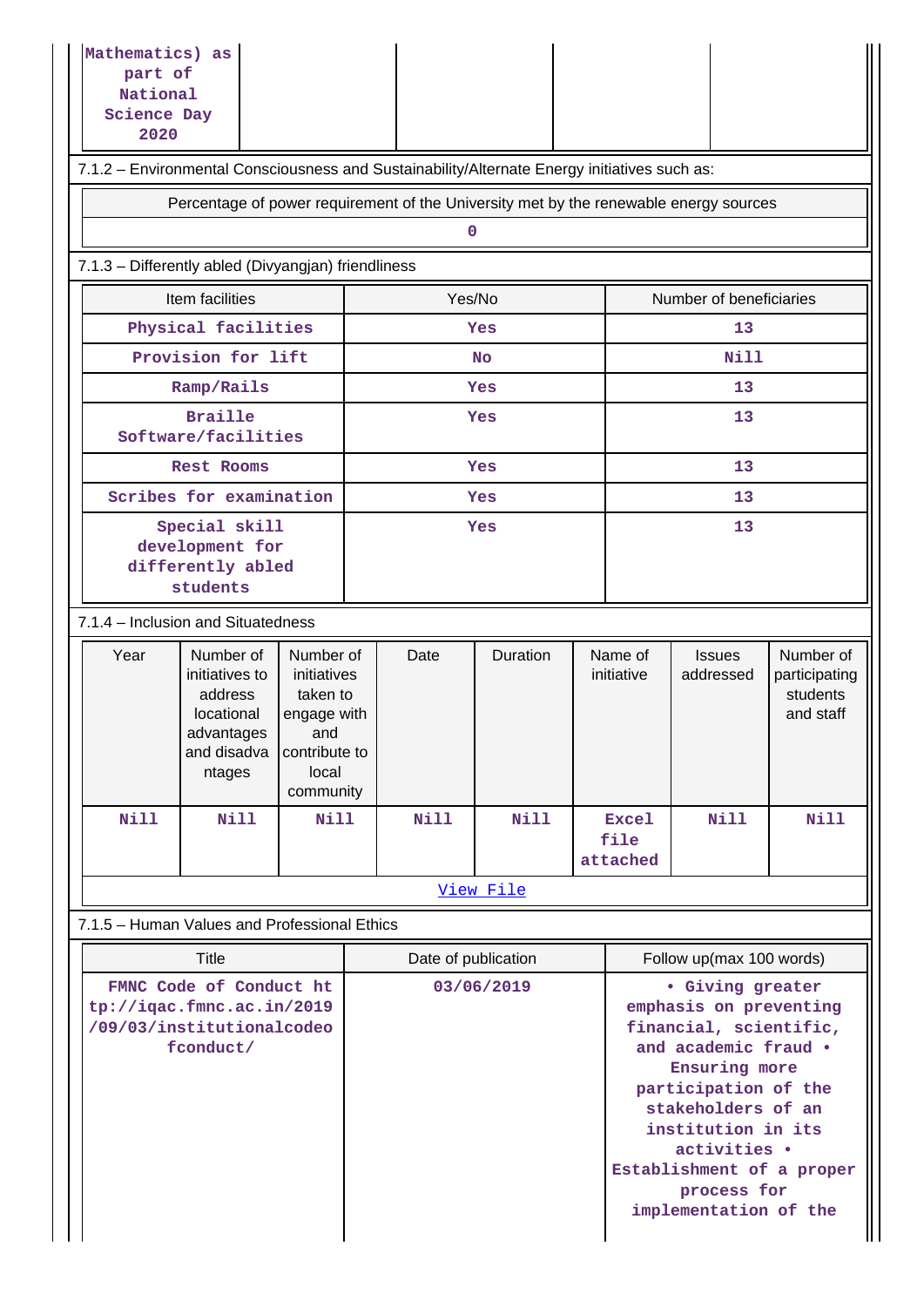| Mathematics) as part of National Science Day 2020 | | | | |
|---|---|---|---|---|

7.1.2 – Environmental Consciousness and Sustainability/Alternate Energy initiatives such as:

| Percentage of power requirement of the University met by the renewable energy sources |
|---|
| 0 |

7.1.3 – Differently abled (Divyangjan) friendliness

| Item facilities | Yes/No | Number of beneficiaries |
|---|---|---|
| Physical facilities | Yes | 13 |
| Provision for lift | No | Nill |
| Ramp/Rails | Yes | 13 |
| Braille Software/facilities | Yes | 13 |
| Rest Rooms | Yes | 13 |
| Scribes for examination | Yes | 13 |
| Special skill development for differently abled students | Yes | 13 |

7.1.4 – Inclusion and Situatedness

| Year | Number of initiatives to address locational advantages and disadvantages | Number of initiatives taken to engage with and contribute to local community | Date | Duration | Name of initiative | Issues addressed | Number of participating students and staff |
|---|---|---|---|---|---|---|---|
| Nill | Nill | Nill | Nill | Nill | Excel file attached | Nill | Nill |

View File

7.1.5 – Human Values and Professional Ethics

| Title | Date of publication | Follow up(max 100 words) |
|---|---|---|
| FMNC Code of Conduct http://iqac.fmnc.ac.in/2019/09/03/institutionalcodeofconduct/ | 03/06/2019 | • Giving greater emphasis on preventing financial, scientific, and academic fraud • Ensuring more participation of the stakeholders of an institution in its activities • Establishment of a proper process for implementation of the |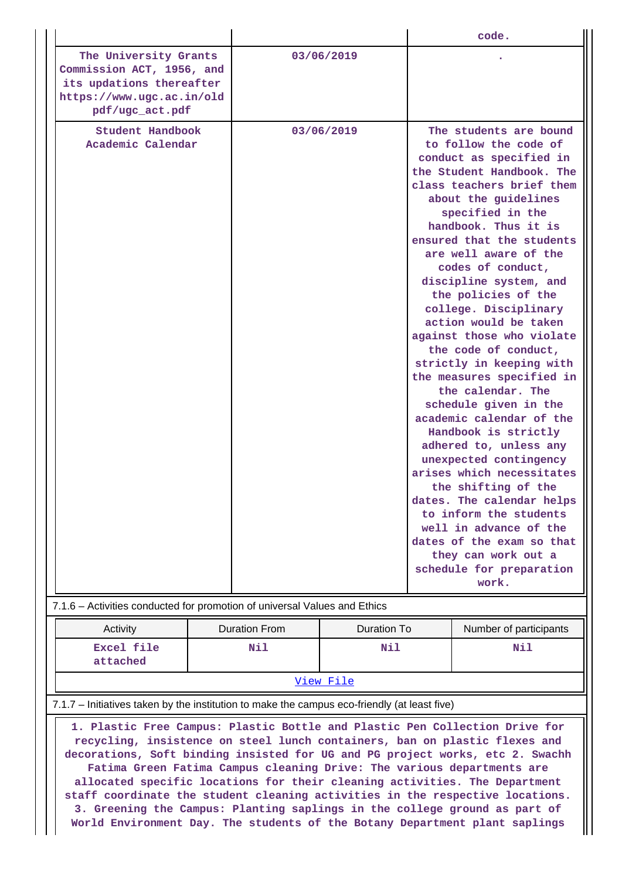| | | code. |
|---|---|---|
| The University Grants Commission ACT, 1956, and its updations thereafter https://www.ugc.ac.in/oldpdf/ugc_act.pdf | 03/06/2019 | . |
| Student Handbook Academic Calendar | 03/06/2019 | The students are bound to follow the code of conduct as specified in the Student Handbook. The class teachers brief them about the guidelines specified in the handbook. Thus it is ensured that the students are well aware of the codes of conduct, discipline system, and the policies of the college. Disciplinary action would be taken against those who violate the code of conduct, strictly in keeping with the measures specified in the calendar. The schedule given in the academic calendar of the Handbook is strictly adhered to, unless any unexpected contingency arises which necessitates the shifting of the dates. The calendar helps to inform the students well in advance of the dates of the exam so that they can work out a schedule for preparation work. |

7.1.6 – Activities conducted for promotion of universal Values and Ethics

| Activity | Duration From | Duration To | Number of participants |
|---|---|---|---|
| Excel file attached | Nil | Nil | Nil |

View File

7.1.7 – Initiatives taken by the institution to make the campus eco-friendly (at least five)

1. Plastic Free Campus: Plastic Bottle and Plastic Pen Collection Drive for recycling, insistence on steel lunch containers, ban on plastic flexes and decorations, Soft binding insisted for UG and PG project works, etc 2. Swachh Fatima Green Fatima Campus cleaning Drive: The various departments are allocated specific locations for their cleaning activities. The Department staff coordinate the student cleaning activities in the respective locations. 3. Greening the Campus: Planting saplings in the college ground as part of World Environment Day. The students of the Botany Department plant saplings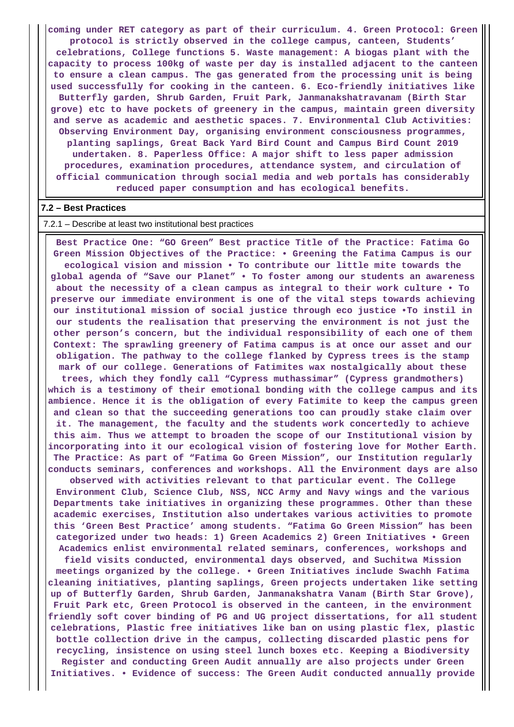**coming under RET category as part of their curriculum. 4. Green Protocol: Green protocol is strictly observed in the college campus, canteen, Students' celebrations, College functions 5. Waste management: A biogas plant with the capacity to process 100kg of waste per day is installed adjacent to the canteen to ensure a clean campus. The gas generated from the processing unit is being used successfully for cooking in the canteen. 6. Eco-friendly initiatives like Butterfly garden, Shrub Garden, Fruit Park, Janmanakshatravanam (Birth Star grove) etc to have pockets of greenery in the campus, maintain green diversity and serve as academic and aesthetic spaces. 7. Environmental Club Activities: Observing Environment Day, organising environment consciousness programmes, planting saplings, Great Back Yard Bird Count and Campus Bird Count 2019 undertaken. 8. Paperless Office: A major shift to less paper admission procedures, examination procedures, attendance system, and circulation of official communication through social media and web portals has considerably reduced paper consumption and has ecological benefits.**

**7.2 – Best Practices**

7.2.1 – Describe at least two institutional best practices

**Best Practice One: "GO Green" Best practice Title of the Practice: Fatima Go Green Mission Objectives of the Practice: • Greening the Fatima Campus is our ecological vision and mission • To contribute our little mite towards the global agenda of "Save our Planet" • To foster among our students an awareness about the necessity of a clean campus as integral to their work culture • To preserve our immediate environment is one of the vital steps towards achieving our institutional mission of social justice through eco justice •To instil in our students the realisation that preserving the environment is not just the other person's concern, but the individual responsibility of each one of them Context: The sprawling greenery of Fatima campus is at once our asset and our obligation. The pathway to the college flanked by Cypress trees is the stamp mark of our college. Generations of Fatimites wax nostalgically about these trees, which they fondly call "Cypress muthassimar" (Cypress grandmothers) which is a testimony of their emotional bonding with the college campus and its ambience. Hence it is the obligation of every Fatimite to keep the campus green and clean so that the succeeding generations too can proudly stake claim over it. The management, the faculty and the students work concertedly to achieve this aim. Thus we attempt to broaden the scope of our Institutional vision by incorporating into it our ecological vision of fostering love for Mother Earth. The Practice: As part of "Fatima Go Green Mission", our Institution regularly conducts seminars, conferences and workshops. All the Environment days are also observed with activities relevant to that particular event. The College Environment Club, Science Club, NSS, NCC Army and Navy wings and the various Departments take initiatives in organizing these programmes. Other than these academic exercises, Institution also undertakes various activities to promote this 'Green Best Practice' among students. "Fatima Go Green Mission" has been categorized under two heads: 1) Green Academics 2) Green Initiatives • Green Academics enlist environmental related seminars, conferences, workshops and field visits conducted, environmental days observed, and Suchitwa Mission meetings organized by the college. • Green Initiatives include Swachh Fatima cleaning initiatives, planting saplings, Green projects undertaken like setting up of Butterfly Garden, Shrub Garden, Janmanakshatra Vanam (Birth Star Grove), Fruit Park etc, Green Protocol is observed in the canteen, in the environment friendly soft cover binding of PG and UG project dissertations, for all student celebrations, Plastic free initiatives like ban on using plastic flex, plastic bottle collection drive in the campus, collecting discarded plastic pens for recycling, insistence on using steel lunch boxes etc. Keeping a Biodiversity Register and conducting Green Audit annually are also projects under Green Initiatives. • Evidence of success: The Green Audit conducted annually provide**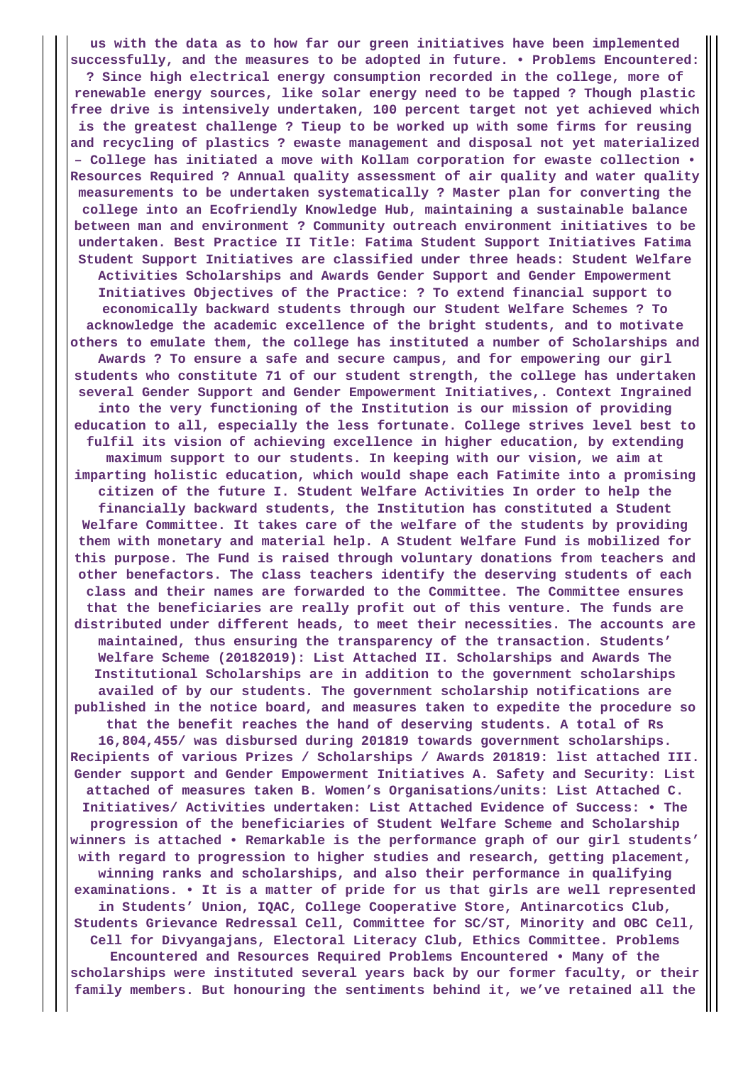**us with the data as to how far our green initiatives have been implemented successfully, and the measures to be adopted in future. • Problems Encountered: ? Since high electrical energy consumption recorded in the college, more of renewable energy sources, like solar energy need to be tapped ? Though plastic free drive is intensively undertaken, 100 percent target not yet achieved which is the greatest challenge ? Tieup to be worked up with some firms for reusing and recycling of plastics ? ewaste management and disposal not yet materialized – College has initiated a move with Kollam corporation for ewaste collection • Resources Required ? Annual quality assessment of air quality and water quality measurements to be undertaken systematically ? Master plan for converting the college into an Ecofriendly Knowledge Hub, maintaining a sustainable balance between man and environment ? Community outreach environment initiatives to be undertaken. Best Practice II Title: Fatima Student Support Initiatives Fatima Student Support Initiatives are classified under three heads: Student Welfare Activities Scholarships and Awards Gender Support and Gender Empowerment Initiatives Objectives of the Practice: ? To extend financial support to economically backward students through our Student Welfare Schemes ? To acknowledge the academic excellence of the bright students, and to motivate others to emulate them, the college has instituted a number of Scholarships and Awards ? To ensure a safe and secure campus, and for empowering our girl students who constitute 71 of our student strength, the college has undertaken several Gender Support and Gender Empowerment Initiatives,. Context Ingrained into the very functioning of the Institution is our mission of providing education to all, especially the less fortunate. College strives level best to fulfil its vision of achieving excellence in higher education, by extending maximum support to our students. In keeping with our vision, we aim at imparting holistic education, which would shape each Fatimite into a promising citizen of the future I. Student Welfare Activities In order to help the financially backward students, the Institution has constituted a Student Welfare Committee. It takes care of the welfare of the students by providing them with monetary and material help. A Student Welfare Fund is mobilized for this purpose. The Fund is raised through voluntary donations from teachers and other benefactors. The class teachers identify the deserving students of each class and their names are forwarded to the Committee. The Committee ensures that the beneficiaries are really profit out of this venture. The funds are distributed under different heads, to meet their necessities. The accounts are maintained, thus ensuring the transparency of the transaction. Students' Welfare Scheme (20182019): List Attached II. Scholarships and Awards The Institutional Scholarships are in addition to the government scholarships availed of by our students. The government scholarship notifications are published in the notice board, and measures taken to expedite the procedure so that the benefit reaches the hand of deserving students. A total of Rs 16,804,455/ was disbursed during 201819 towards government scholarships. Recipients of various Prizes / Scholarships / Awards 201819: list attached III. Gender support and Gender Empowerment Initiatives A. Safety and Security: List attached of measures taken B. Women's Organisations/units: List Attached C. Initiatives/ Activities undertaken: List Attached Evidence of Success: • The progression of the beneficiaries of Student Welfare Scheme and Scholarship winners is attached • Remarkable is the performance graph of our girl students' with regard to progression to higher studies and research, getting placement, winning ranks and scholarships, and also their performance in qualifying examinations. • It is a matter of pride for us that girls are well represented in Students' Union, IQAC, College Cooperative Store, Antinarcotics Club, Students Grievance Redressal Cell, Committee for SC/ST, Minority and OBC Cell, Cell for Divyangajans, Electoral Literacy Club, Ethics Committee. Problems Encountered and Resources Required Problems Encountered • Many of the scholarships were instituted several years back by our former faculty, or their family members. But honouring the sentiments behind it, we've retained all the**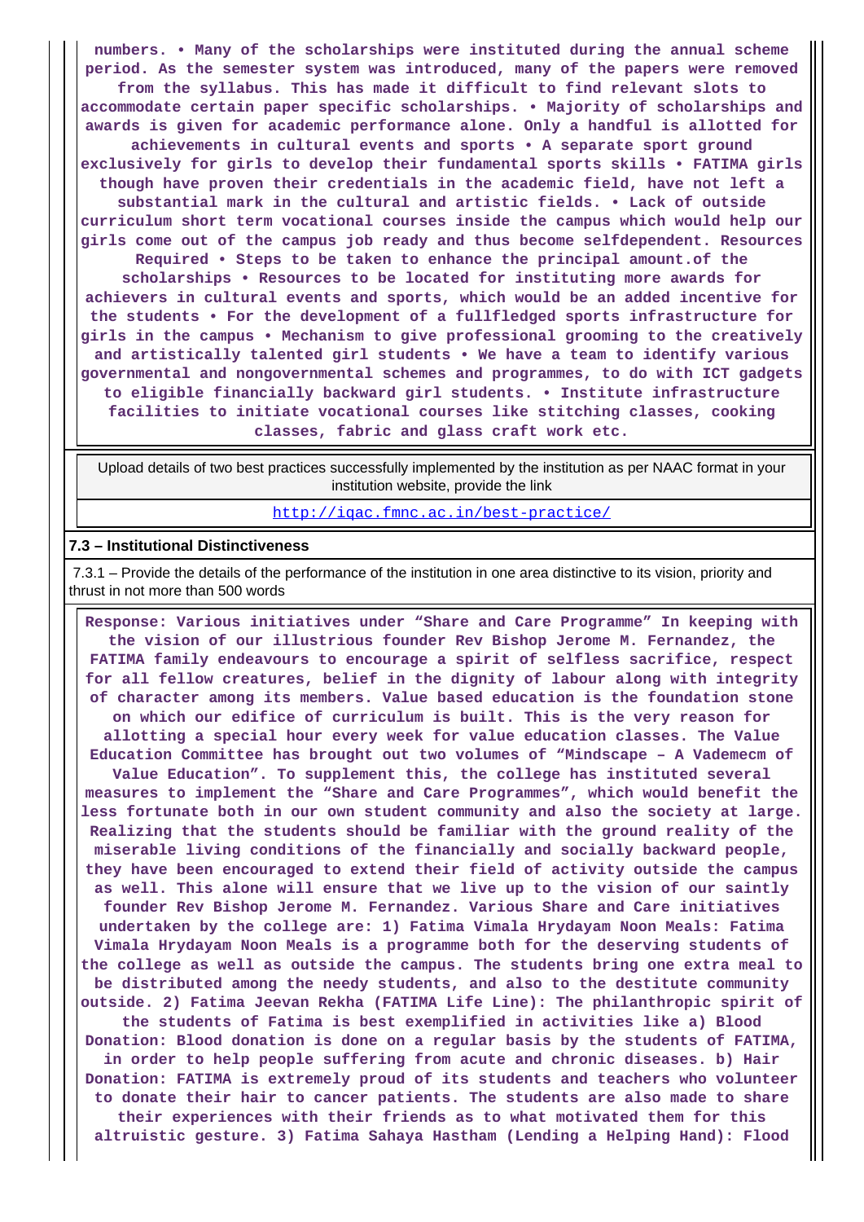**numbers. • Many of the scholarships were instituted during the annual scheme period. As the semester system was introduced, many of the papers were removed from the syllabus. This has made it difficult to find relevant slots to accommodate certain paper specific scholarships. • Majority of scholarships and awards is given for academic performance alone. Only a handful is allotted for achievements in cultural events and sports • A separate sport ground exclusively for girls to develop their fundamental sports skills • FATIMA girls though have proven their credentials in the academic field, have not left a substantial mark in the cultural and artistic fields. • Lack of outside curriculum short term vocational courses inside the campus which would help our girls come out of the campus job ready and thus become selfdependent. Resources Required • Steps to be taken to enhance the principal amount.of the scholarships • Resources to be located for instituting more awards for achievers in cultural events and sports, which would be an added incentive for the students • For the development of a fullfledged sports infrastructure for girls in the campus • Mechanism to give professional grooming to the creatively and artistically talented girl students • We have a team to identify various governmental and nongovernmental schemes and programmes, to do with ICT gadgets to eligible financially backward girl students. • Institute infrastructure facilities to initiate vocational courses like stitching classes, cooking classes, fabric and glass craft work etc.**

| Upload details of two best practices successfully implemented by the institution as per NAAC format in your institution website, provide the link |
|---|
| http://iqac.fmnc.ac.in/best-practice/ |

### 7.3 – Institutional Distinctiveness

7.3.1 – Provide the details of the performance of the institution in one area distinctive to its vision, priority and thrust in not more than 500 words

**Response: Various initiatives under "Share and Care Programme" In keeping with the vision of our illustrious founder Rev Bishop Jerome M. Fernandez, the FATIMA family endeavours to encourage a spirit of selfless sacrifice, respect for all fellow creatures, belief in the dignity of labour along with integrity of character among its members. Value based education is the foundation stone on which our edifice of curriculum is built. This is the very reason for allotting a special hour every week for value education classes. The Value Education Committee has brought out two volumes of "Mindscape – A Vademecm of Value Education". To supplement this, the college has instituted several measures to implement the "Share and Care Programmes", which would benefit the less fortunate both in our own student community and also the society at large. Realizing that the students should be familiar with the ground reality of the miserable living conditions of the financially and socially backward people, they have been encouraged to extend their field of activity outside the campus as well. This alone will ensure that we live up to the vision of our saintly founder Rev Bishop Jerome M. Fernandez. Various Share and Care initiatives undertaken by the college are: 1) Fatima Vimala Hrydayam Noon Meals: Fatima Vimala Hrydayam Noon Meals is a programme both for the deserving students of the college as well as outside the campus. The students bring one extra meal to be distributed among the needy students, and also to the destitute community outside. 2) Fatima Jeevan Rekha (FATIMA Life Line): The philanthropic spirit of the students of Fatima is best exemplified in activities like a) Blood Donation: Blood donation is done on a regular basis by the students of FATIMA, in order to help people suffering from acute and chronic diseases. b) Hair Donation: FATIMA is extremely proud of its students and teachers who volunteer to donate their hair to cancer patients. The students are also made to share their experiences with their friends as to what motivated them for this altruistic gesture. 3) Fatima Sahaya Hastham (Lending a Helping Hand): Flood**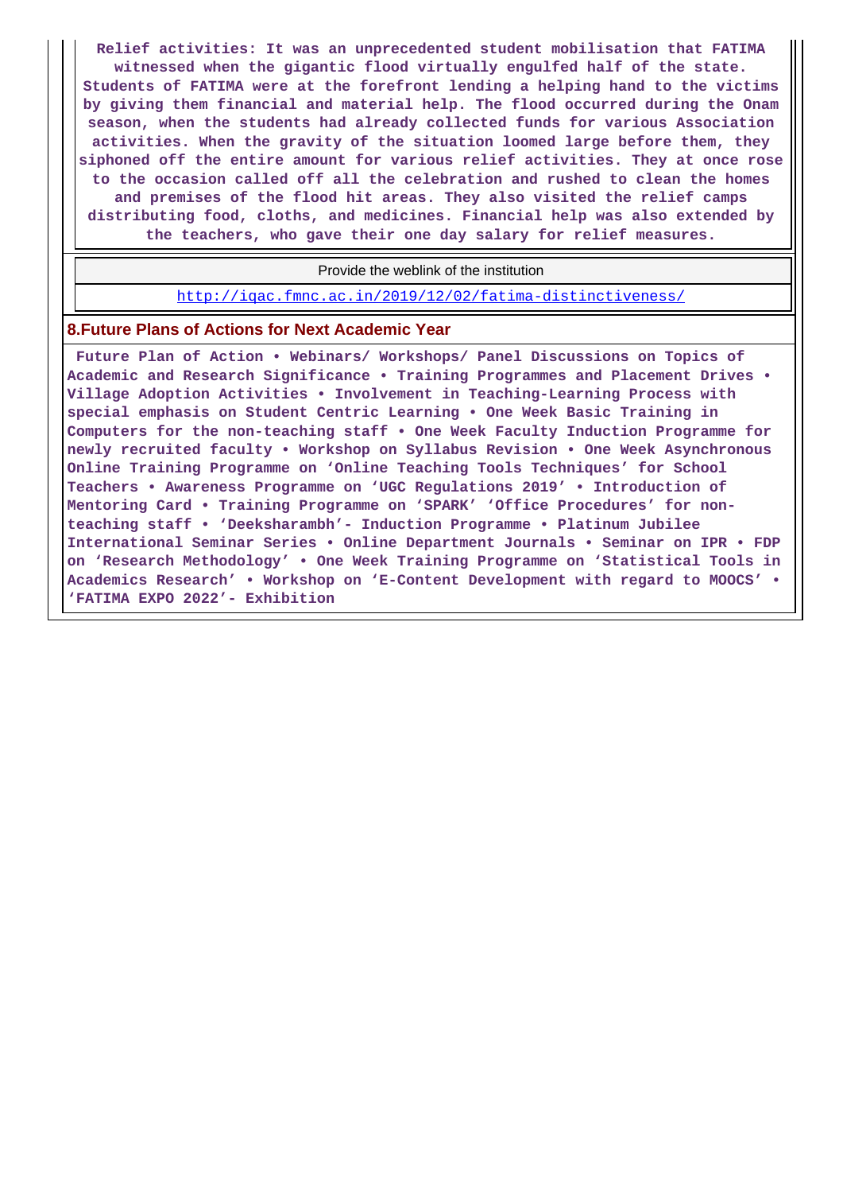**Relief activities: It was an unprecedented student mobilisation that FATIMA witnessed when the gigantic flood virtually engulfed half of the state. Students of FATIMA were at the forefront lending a helping hand to the victims by giving them financial and material help. The flood occurred during the Onam season, when the students had already collected funds for various Association activities. When the gravity of the situation loomed large before them, they siphoned off the entire amount for various relief activities. They at once rose to the occasion called off all the celebration and rushed to clean the homes and premises of the flood hit areas. They also visited the relief camps distributing food, cloths, and medicines. Financial help was also extended by the teachers, who gave their one day salary for relief measures.**

| Provide the weblink of the institution |
|---|
| http://iqac.fmnc.ac.in/2019/12/02/fatima-distinctiveness/ |

## 8.Future Plans of Actions for Next Academic Year

**Future Plan of Action • Webinars/ Workshops/ Panel Discussions on Topics of Academic and Research Significance • Training Programmes and Placement Drives • Village Adoption Activities • Involvement in Teaching-Learning Process with special emphasis on Student Centric Learning • One Week Basic Training in Computers for the non-teaching staff • One Week Faculty Induction Programme for newly recruited faculty • Workshop on Syllabus Revision • One Week Asynchronous Online Training Programme on 'Online Teaching Tools Techniques' for School Teachers • Awareness Programme on 'UGC Regulations 2019' • Introduction of Mentoring Card • Training Programme on 'SPARK' 'Office Procedures' for non-teaching staff • 'Deeksharambh'- Induction Programme • Platinum Jubilee International Seminar Series • Online Department Journals • Seminar on IPR • FDP on 'Research Methodology' • One Week Training Programme on 'Statistical Tools in Academics Research' • Workshop on 'E-Content Development with regard to MOOCS' • 'FATIMA EXPO 2022'- Exhibition**